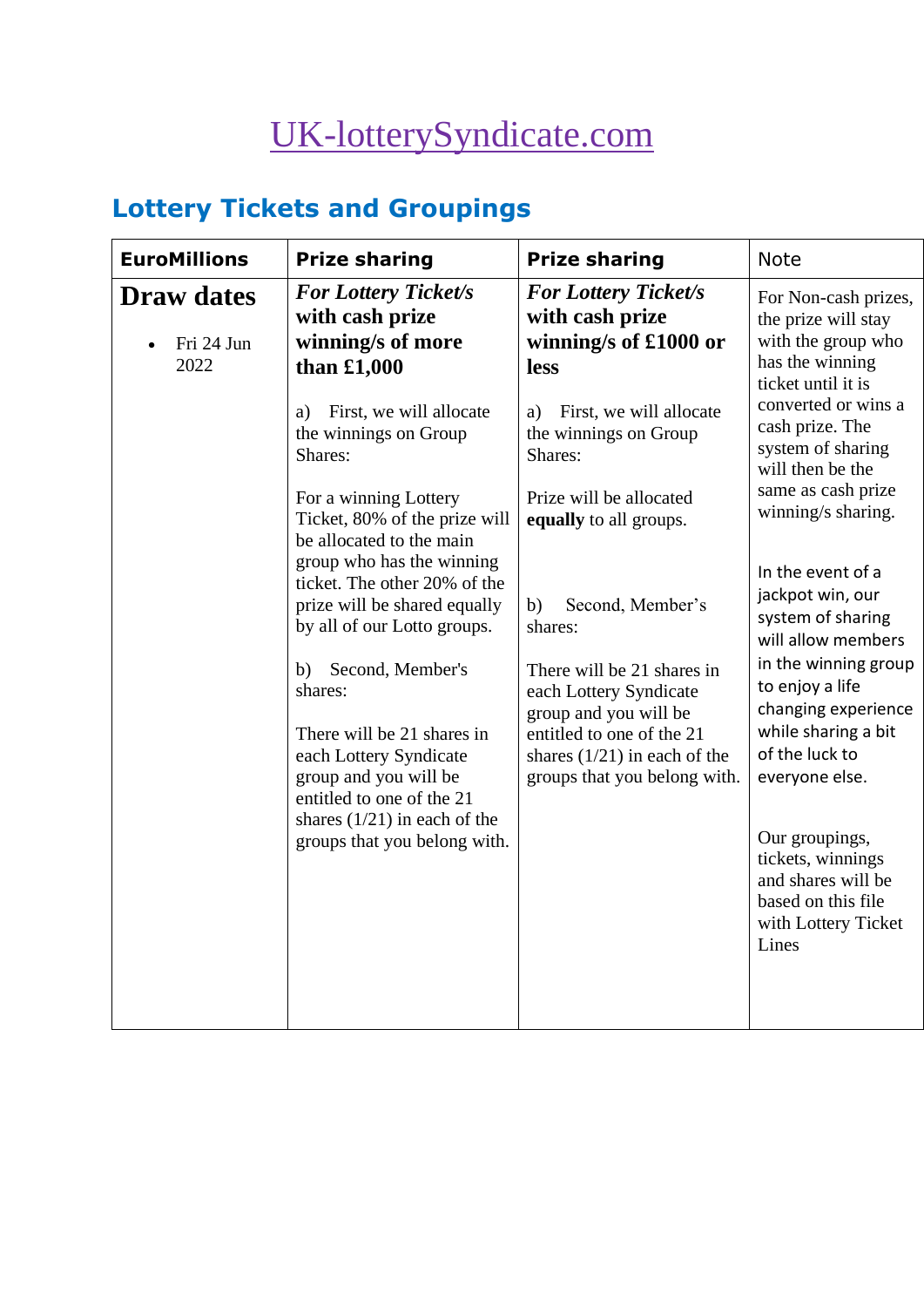# [UK-lotterySyndicate.com]

## Lottery Tickets and Groupings

| **EuroMillions** | **Prize sharing** | **Prize sharing** | Note |
|---|---|---|---|
| **Draw dates**<br><br>• Fri 24 Jun 2022 | ***For Lottery Ticket/s with cash prize winning/s of more than £1,000***<br><br>a) First, we will allocate the winnings on Group Shares:<br><br>For a winning Lottery Ticket, 80% of the prize will be allocated to the main group who has the winning ticket. The other 20% of the prize will be shared equally by all of our Lotto groups.<br><br>b) Second, Member's shares:<br><br>There will be 21 shares in each Lottery Syndicate group and you will be entitled to one of the 21 shares (1/21) in each of the groups that you belong with. | ***For Lottery Ticket/s with cash prize winning/s of £1000 or less***<br><br>a) First, we will allocate the winnings on Group Shares:<br><br>Prize will be allocated **equally** to all groups.<br><br>b) Second, Member's shares:<br><br>There will be 21 shares in each Lottery Syndicate group and you will be entitled to one of the 21 shares (1/21) in each of the groups that you belong with. | For Non-cash prizes, the prize will stay with the group who has the winning ticket until it is converted or wins a cash prize. The system of sharing will then be the same as cash prize winning/s sharing.<br><br>In the event of a jackpot win, our system of sharing will allow members in the winning group to enjoy a life changing experience while sharing a bit of the luck to everyone else.<br><br>Our groupings, tickets, winnings and shares will be based on this file with Lottery Ticket Lines |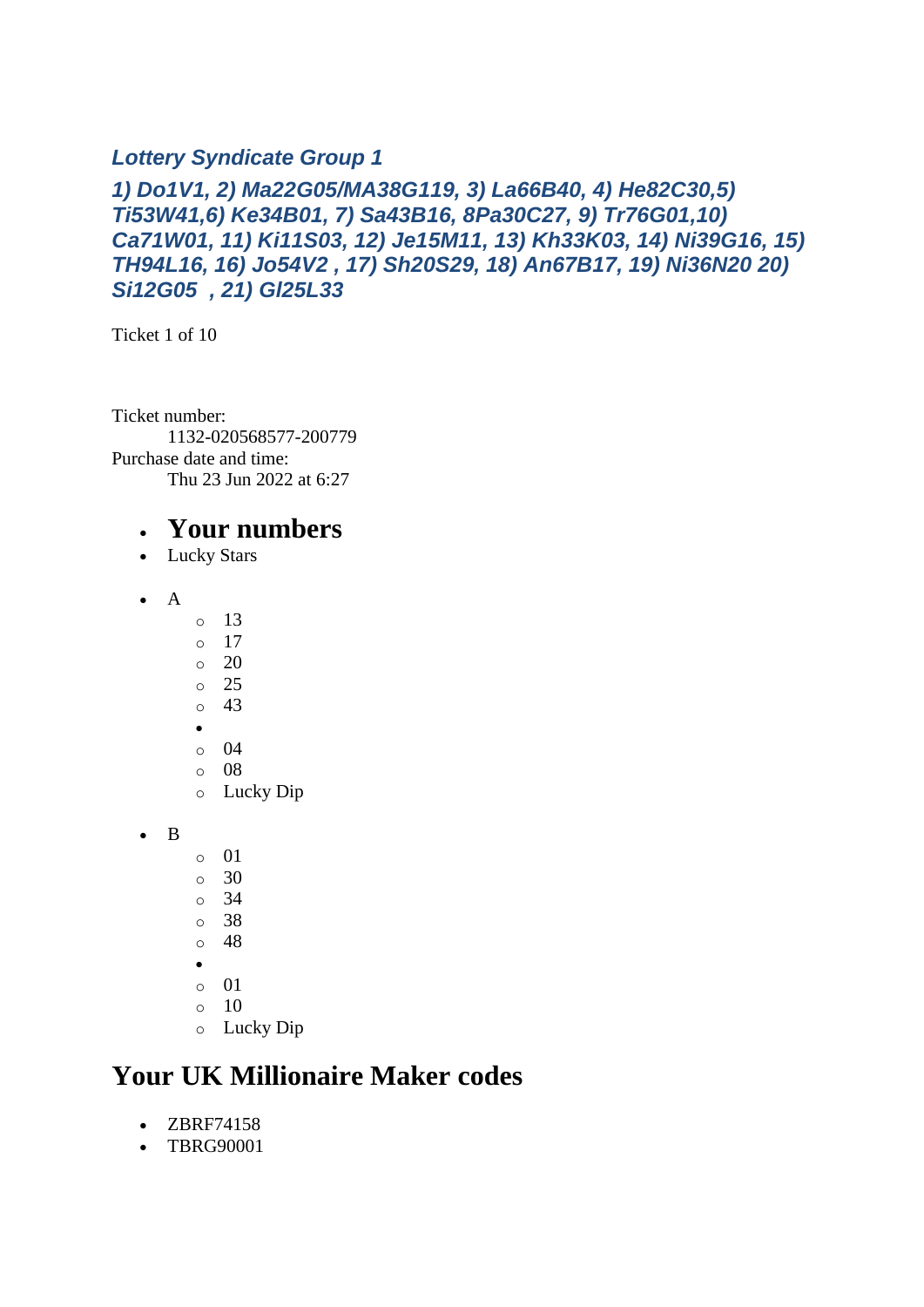### *Lottery Syndicate Group 1*

### *1) Do1V1, 2) Ma22G05/MA38G119, 3) La66B40, 4) He82C30,5) Ti53W41,6) Ke34B01, 7) Sa43B16, 8Pa30C27, 9) Tr76G01,10) Ca71W01, 11) Ki11S03, 12) Je15M11, 13) Kh33K03, 14) Ni39G16, 15) TH94L16, 16) Jo54V2 , 17) Sh20S29, 18) An67B17, 19) Ni36N20 20) Si12G05 , 21) Gl25L33*

Ticket 1 of 10

Ticket number:
    1132-020568577-200779
Purchase date and time:
    Thu 23 Jun 2022 at 6:27

- ## Your numbers
- Lucky Stars

- A
  - 13
  - 17
  - 20
  - 25
  - 43
- 
  - 04
  - 08
  - Lucky Dip

- B
  - 01
  - 30
  - 34
  - 38
  - 48
- 
  - 01
  - 10
  - Lucky Dip

## Your UK Millionaire Maker codes

- ZBRF74158
- TBRG90001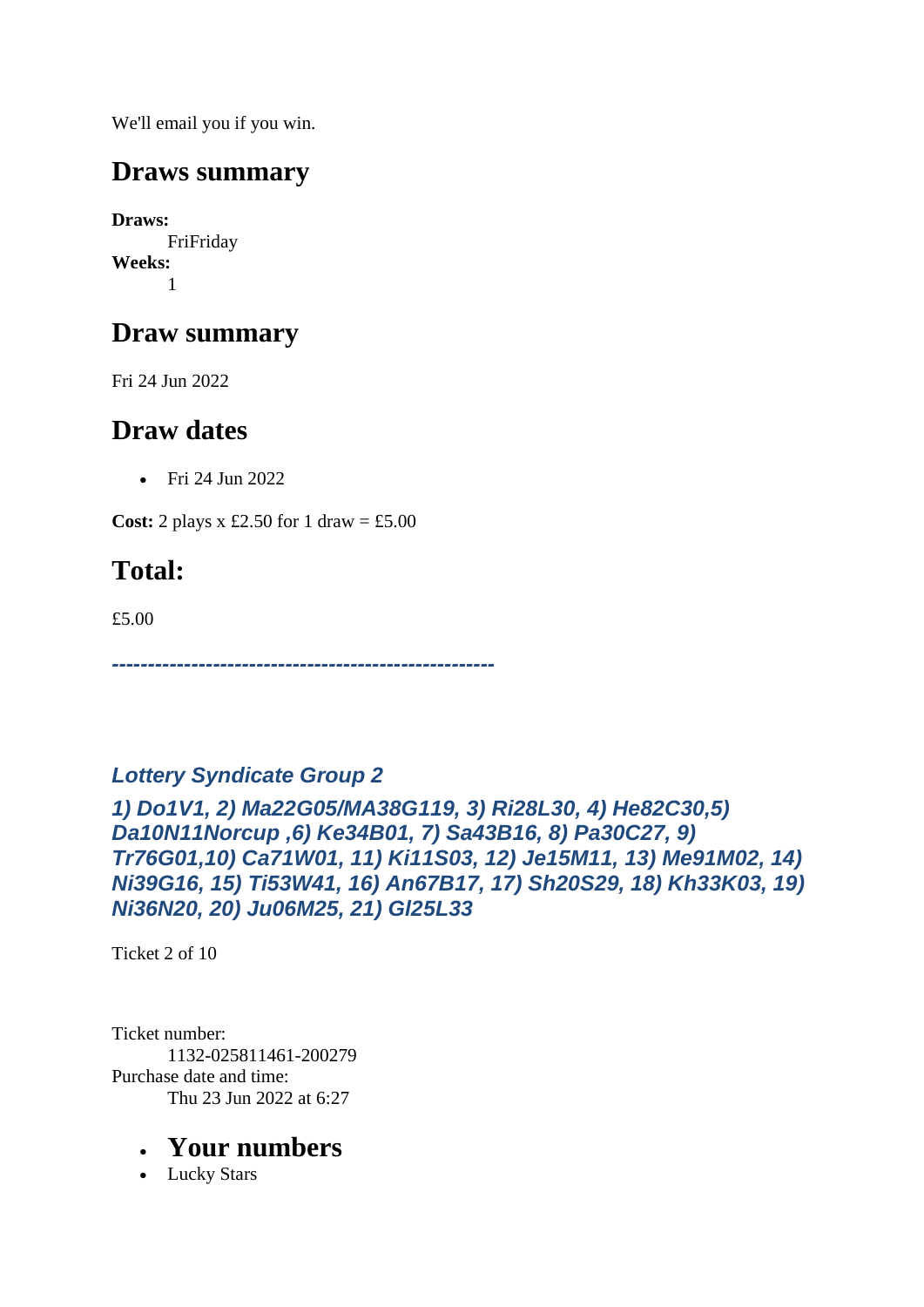We'll email you if you win.

## Draws summary

**Draws:**
FriFriday
**Weeks:**
1

## Draw summary

Fri 24 Jun 2022

## Draw dates

- Fri 24 Jun 2022

**Cost:** 2 plays x £2.50 for 1 draw = £5.00

## Total:

£5.00

***-----------------------------------------------------***

### *Lottery Syndicate Group 2*

### *1) Do1V1, 2) Ma22G05/MA38G119, 3) Ri28L30, 4) He82C30,5) Da10N11Norcup ,6) Ke34B01, 7) Sa43B16, 8) Pa30C27, 9) Tr76G01,10) Ca71W01, 11) Ki11S03, 12) Je15M11, 13) Me91M02, 14) Ni39G16, 15) Ti53W41, 16) An67B17, 17) Sh20S29, 18) Kh33K03, 19) Ni36N20, 20) Ju06M25, 21) Gl25L33*

Ticket 2 of 10

Ticket number:
1132-025811461-200279
Purchase date and time:
Thu 23 Jun 2022 at 6:27

- ## Your numbers
- Lucky Stars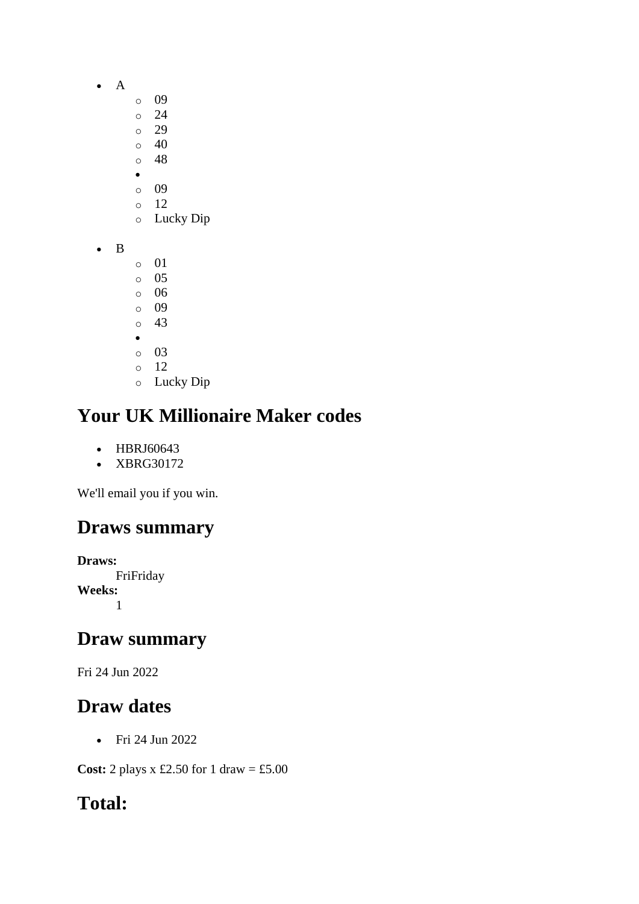- A
    - 09
    - 24
    - 29
    - 40
    - 48
-
    - 09
    - 12
    - Lucky Dip

- B
    - 01
    - 05
    - 06
    - 09
    - 43
-
    - 03
    - 12
    - Lucky Dip

## Your UK Millionaire Maker codes

- HBRJ60643
- XBRG30172

We'll email you if you win.

## Draws summary

**Draws:**
FriFriday
**Weeks:**
1

## Draw summary

Fri 24 Jun 2022

## Draw dates

- Fri 24 Jun 2022

**Cost:** 2 plays x £2.50 for 1 draw = £5.00

## Total: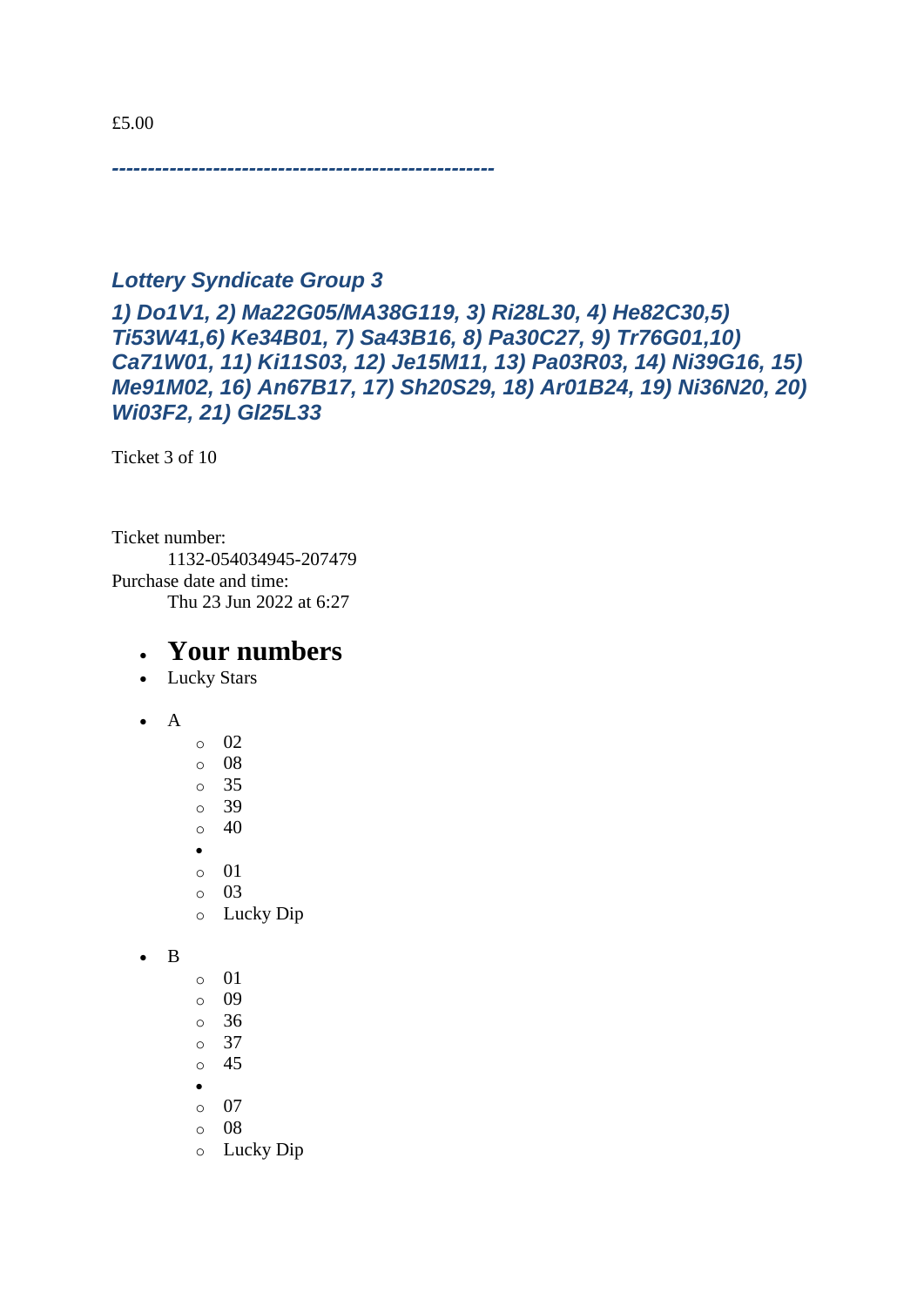£5.00

***-----------------------------------------------------***

### *Lottery Syndicate Group 3*

### *1) Do1V1, 2) Ma22G05/MA38G119, 3) Ri28L30, 4) He82C30,5) Ti53W41,6) Ke34B01, 7) Sa43B16, 8) Pa30C27, 9) Tr76G01,10) Ca71W01, 11) Ki11S03, 12) Je15M11, 13) Pa03R03, 14) Ni39G16, 15) Me91M02, 16) An67B17, 17) Sh20S29, 18) Ar01B24, 19) Ni36N20, 20) Wi03F2, 21) Gl25L33*

Ticket 3 of 10

Ticket number:
    1132-054034945-207479
Purchase date and time:
    Thu 23 Jun 2022 at 6:27

- **Your numbers**
- Lucky Stars

- A
    - 02
    - 08
    - 35
    - 39
    - 40
  -
    - 01
    - 03
    - Lucky Dip

- B
    - 01
    - 09
    - 36
    - 37
    - 45
  -
    - 07
    - 08
    - Lucky Dip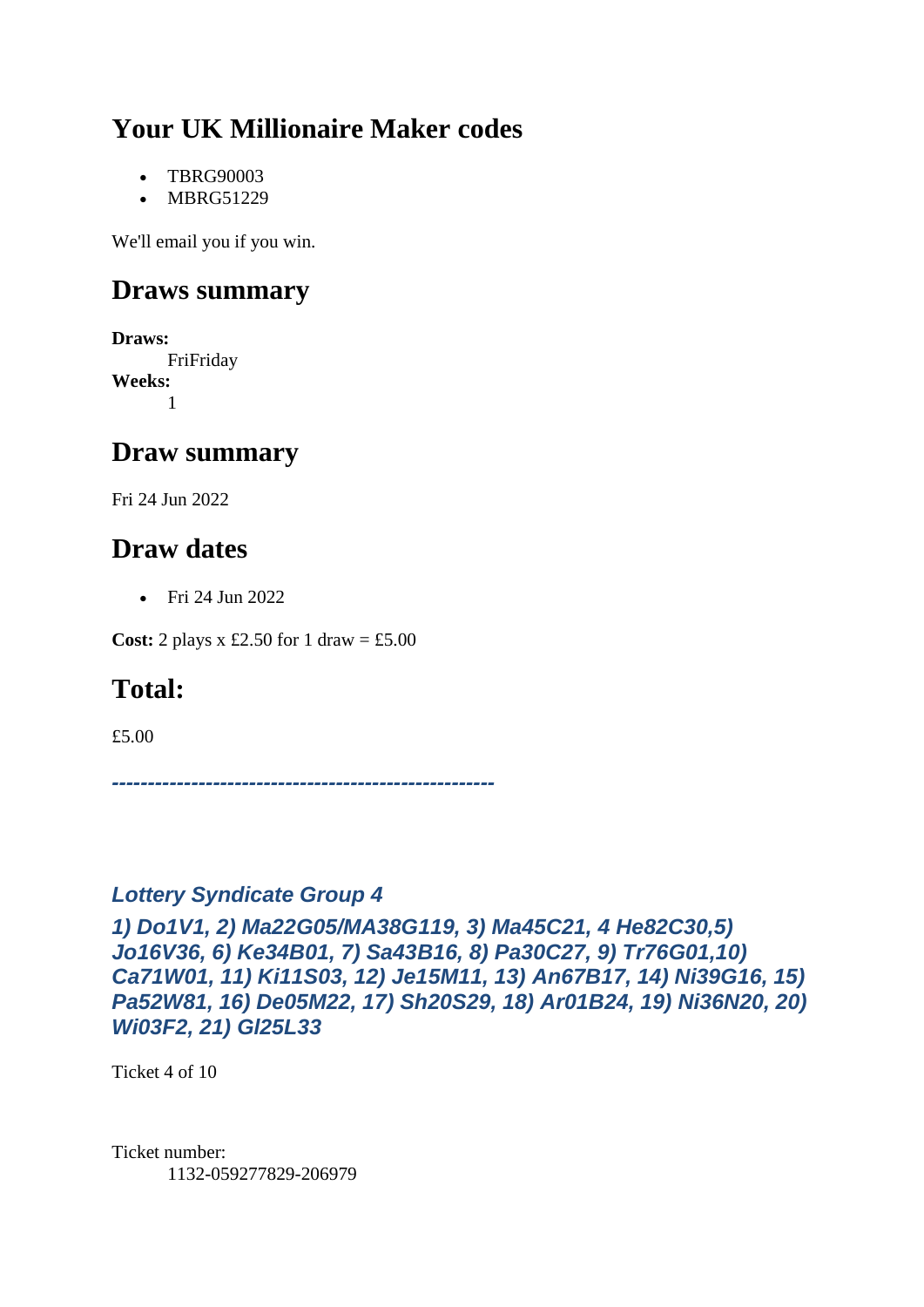## Your UK Millionaire Maker codes

- TBRG90003
- MBRG51229

We'll email you if you win.

## Draws summary

**Draws:**
FriFriday
**Weeks:**
1

## Draw summary

Fri 24 Jun 2022

## Draw dates

- Fri 24 Jun 2022

**Cost:** 2 plays x £2.50 for 1 draw = £5.00

## Total:

£5.00

***----------------------------------------------------***

***Lottery Syndicate Group 4***

***1) Do1V1, 2) Ma22G05/MA38G119, 3) Ma45C21, 4 He82C30,5) Jo16V36, 6) Ke34B01, 7) Sa43B16, 8) Pa30C27, 9) Tr76G01,10) Ca71W01, 11) Ki11S03, 12) Je15M11, 13) An67B17, 14) Ni39G16, 15) Pa52W81, 16) De05M22, 17) Sh20S29, 18) Ar01B24, 19) Ni36N20, 20) Wi03F2, 21) Gl25L33***

Ticket 4 of 10

Ticket number:
1132-059277829-206979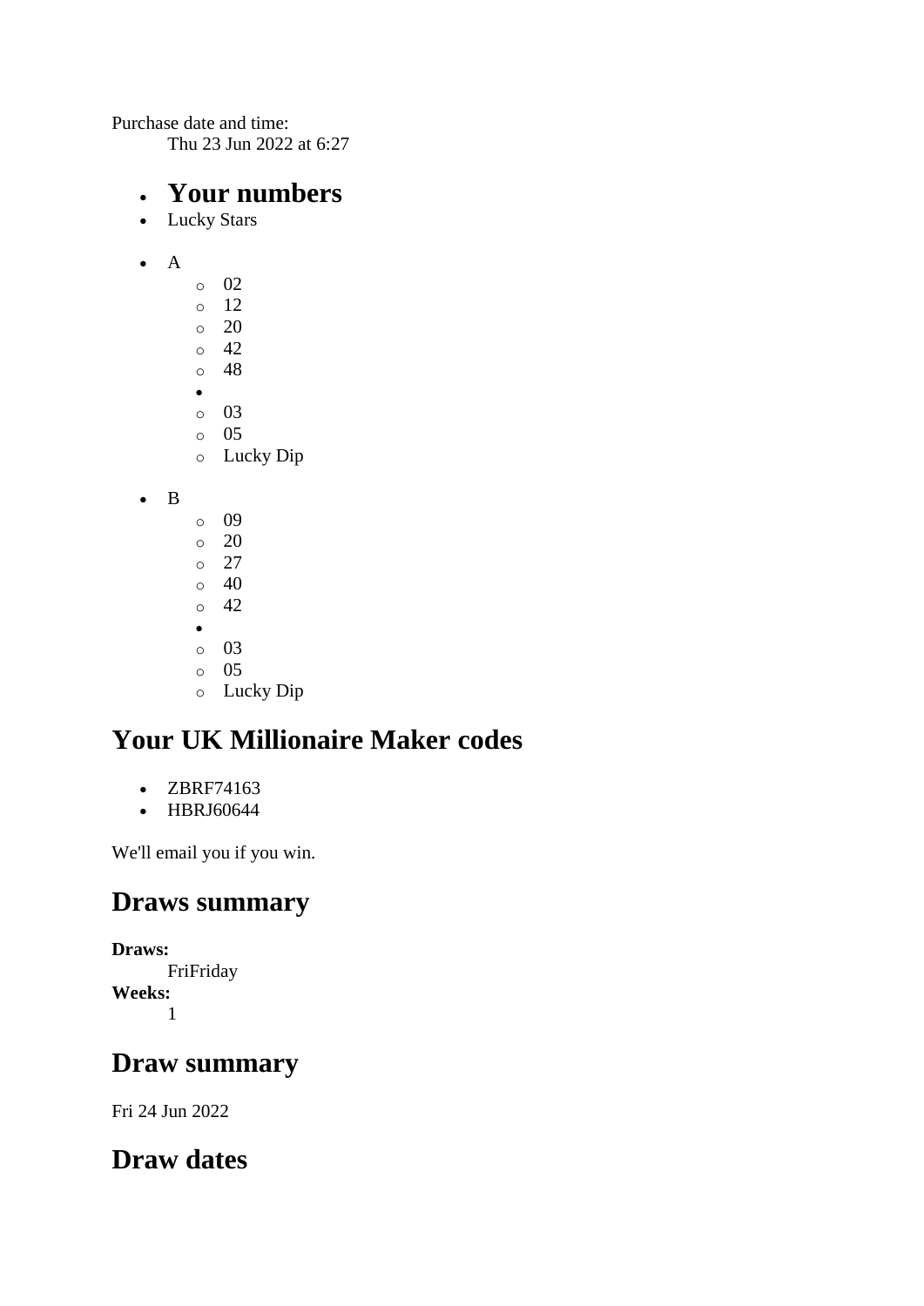Purchase date and time:
Thu 23 Jun 2022 at 6:27

- # Your numbers
- Lucky Stars

- A
    - 02
    - 12
    - 20
    - 42
    - 48
  - 
    - 03
    - 05
    - Lucky Dip

- B
    - 09
    - 20
    - 27
    - 40
    - 42
  - 
    - 03
    - 05
    - Lucky Dip

## Your UK Millionaire Maker codes

- ZBRF74163
- HBRJ60644

We'll email you if you win.

## Draws summary

**Draws:**
FriFriday
**Weeks:**
1

## Draw summary

Fri 24 Jun 2022

## Draw dates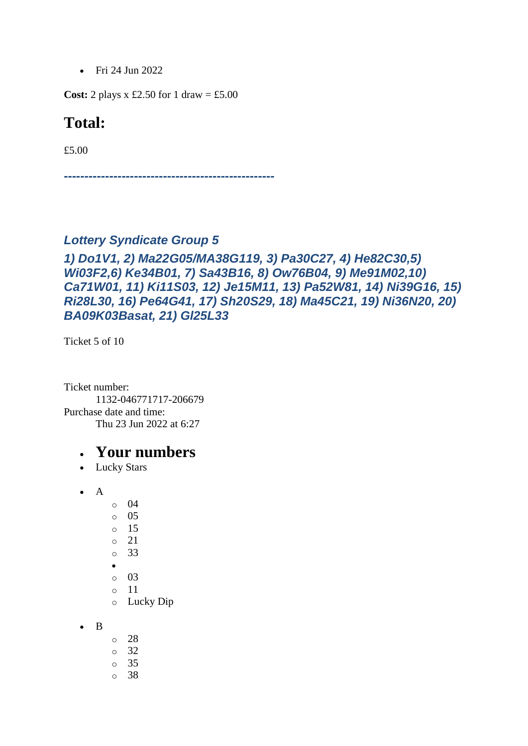- Fri 24 Jun 2022

**Cost:** 2 plays x £2.50 for 1 draw = £5.00

## Total:

£5.00

***---------------------------------------------------***

### *Lottery Syndicate Group 5*

### *1) Do1V1, 2) Ma22G05/MA38G119, 3) Pa30C27, 4) He82C30,5) Wi03F2,6) Ke34B01, 7) Sa43B16, 8) Ow76B04, 9) Me91M02,10) Ca71W01, 11) Ki11S03, 12) Je15M11, 13) Pa52W81, 14) Ni39G16, 15) Ri28L30, 16) Pe64G41, 17) Sh20S29, 18) Ma45C21, 19) Ni36N20, 20) BA09K03Basat, 21) Gl25L33*

Ticket 5 of 10

Ticket number:
 1132-046771717-206679
Purchase date and time:
 Thu 23 Jun 2022 at 6:27

- ## Your numbers
- Lucky Stars

- A
  - 04
  - 05
  - 15
  - 21
  - 33
  - 
  - 03
  - 11
  - Lucky Dip

- B
  - 28
  - 32
  - 35
  - 38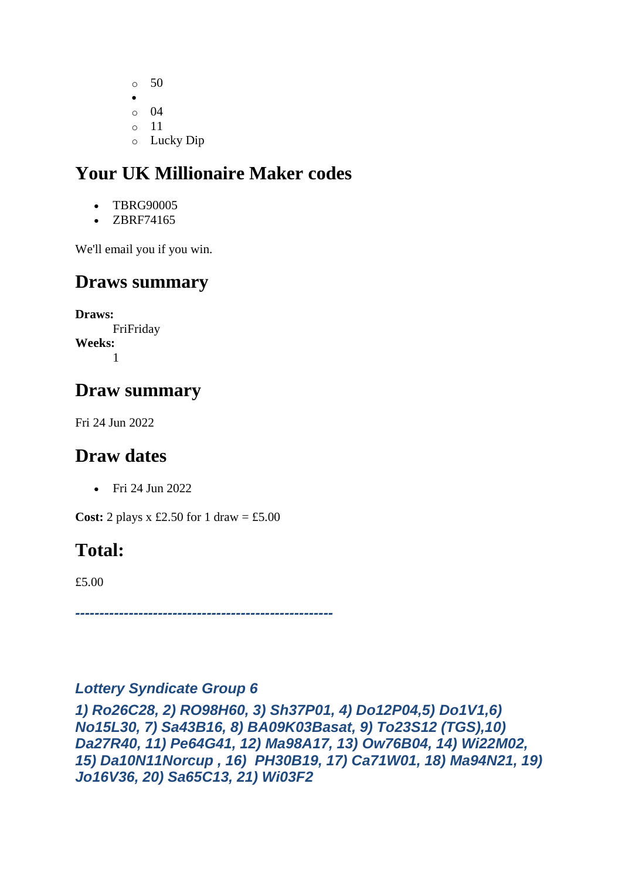- 50
-
  - 04
  - 11
  - Lucky Dip

## Your UK Millionaire Maker codes

- TBRG90005
- ZBRF74165

We'll email you if you win.

## Draws summary

**Draws:**
FriFriday
**Weeks:**
1

## Draw summary

Fri 24 Jun 2022

## Draw dates

- Fri 24 Jun 2022

**Cost:** 2 plays x £2.50 for 1 draw = £5.00

## Total:

£5.00

***-----------------------------------------------------***

***Lottery Syndicate Group 6***

***1) Ro26C28, 2) RO98H60, 3) Sh37P01, 4) Do12P04,5) Do1V1,6) No15L30, 7) Sa43B16, 8) BA09K03Basat, 9) To23S12 (TGS),10) Da27R40, 11) Pe64G41, 12) Ma98A17, 13) Ow76B04, 14) Wi22M02, 15) Da10N11Norcup , 16) PH30B19, 17) Ca71W01, 18) Ma94N21, 19) Jo16V36, 20) Sa65C13, 21) Wi03F2***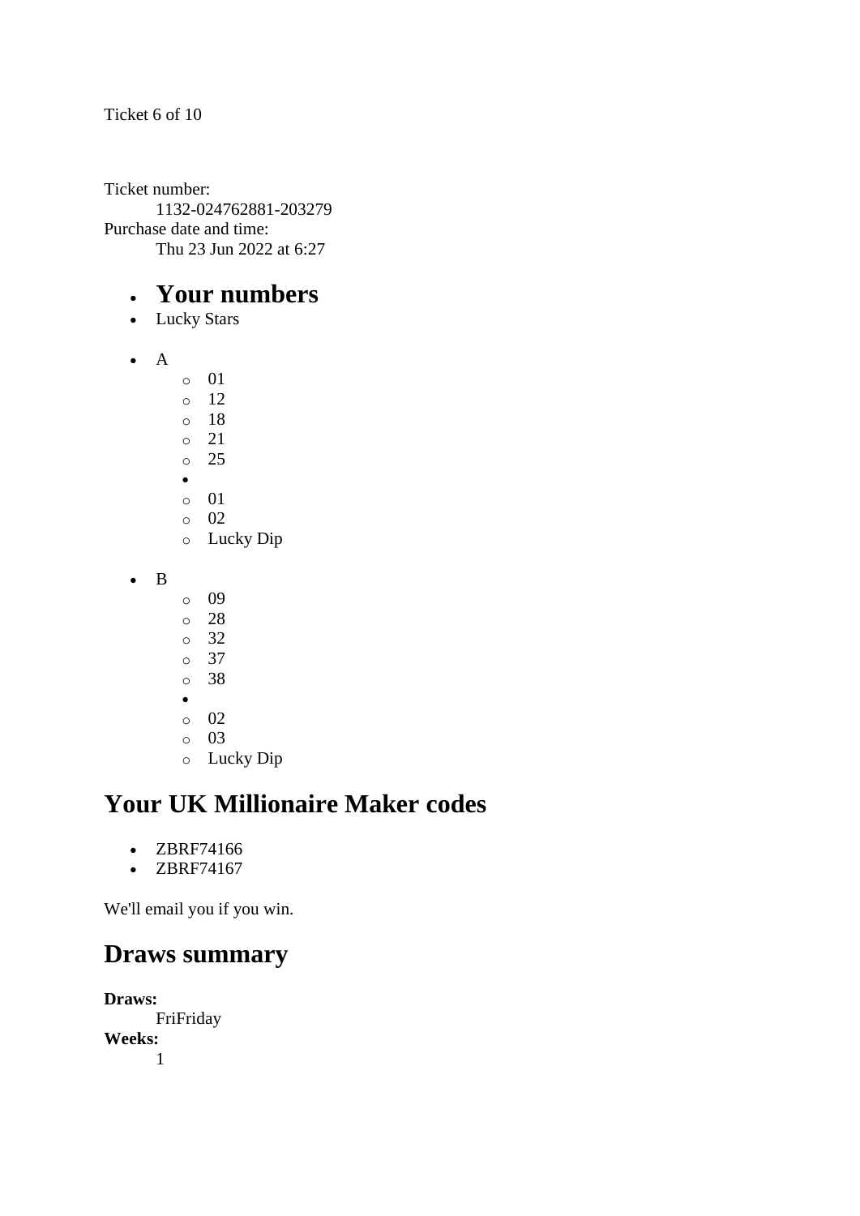Ticket 6 of 10

Ticket number:
    1132-024762881-203279
Purchase date and time:
    Thu 23 Jun 2022 at 6:27

- ## Your numbers
- Lucky Stars

- A
  - 01
  - 12
  - 18
  - 21
  - 25
- 
  - 01
  - 02
  - Lucky Dip

- B
  - 09
  - 28
  - 32
  - 37
  - 38
- 
  - 02
  - 03
  - Lucky Dip

## Your UK Millionaire Maker codes

- ZBRF74166
- ZBRF74167

We'll email you if you win.

## Draws summary

**Draws:**
    FriFriday
**Weeks:**
    1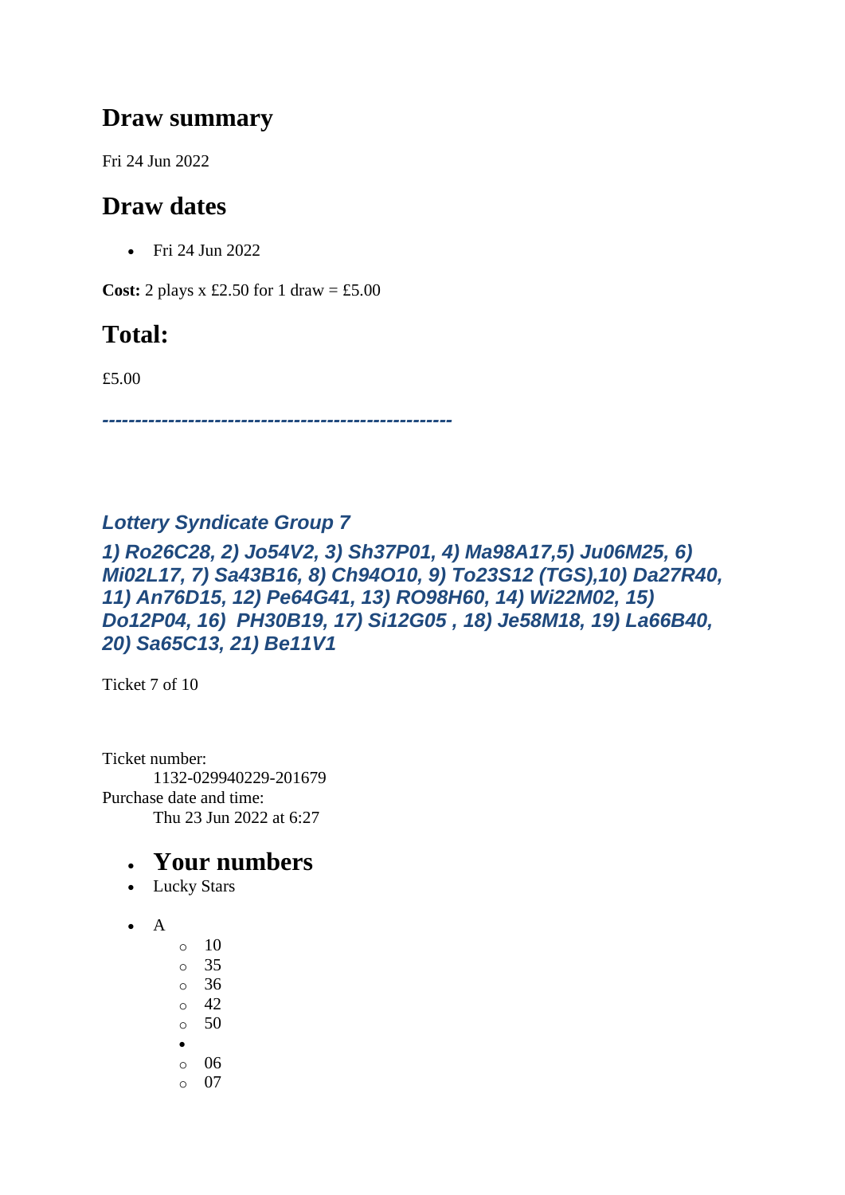## Draw summary

Fri 24 Jun 2022

## Draw dates

- Fri 24 Jun 2022

**Cost:** 2 plays x £2.50 for 1 draw = £5.00

## Total:

£5.00

***----------------------------------------------------***

### *Lottery Syndicate Group 7*

***1) Ro26C28, 2) Jo54V2, 3) Sh37P01, 4) Ma98A17,5) Ju06M25, 6) Mi02L17, 7) Sa43B16, 8) Ch94O10, 9) To23S12 (TGS),10) Da27R40, 11) An76D15, 12) Pe64G41, 13) RO98H60, 14) Wi22M02, 15) Do12P04, 16) PH30B19, 17) Si12G05 , 18) Je58M18, 19) La66B40, 20) Sa65C13, 21) Be11V1***

Ticket 7 of 10

Ticket number:
    1132-029940229-201679
Purchase date and time:
    Thu 23 Jun 2022 at 6:27

- **Your numbers**
- Lucky Stars

- A
  - 10
  - 35
  - 36
  - 42
  - 50
-
  - 06
  - 07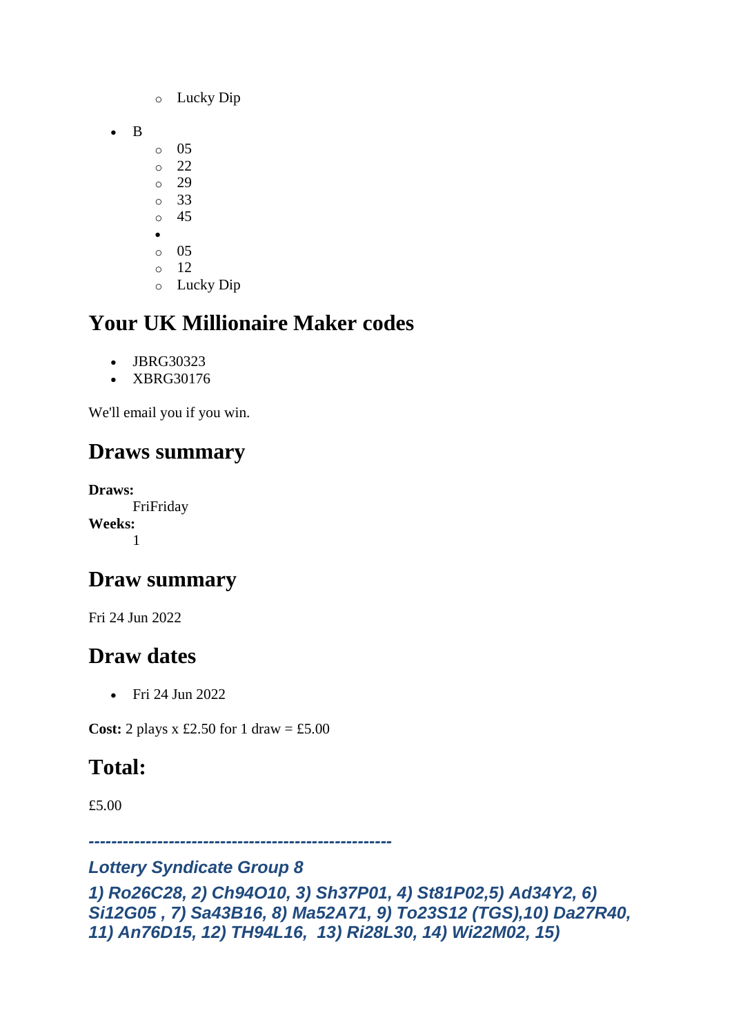- Lucky Dip

- B
  - 05
  - 22
  - 29
  - 33
  - 45
  - 
  - 05
  - 12
  - Lucky Dip

## Your UK Millionaire Maker codes

- JBRG30323
- XBRG30176

We'll email you if you win.

## Draws summary

**Draws:**
FriFriday
**Weeks:**
1

## Draw summary

Fri 24 Jun 2022

## Draw dates

- Fri 24 Jun 2022

**Cost:** 2 plays x £2.50 for 1 draw = £5.00

## Total:

£5.00

***-----------------------------------------------------***

***Lottery Syndicate Group 8***

***1) Ro26C28, 2) Ch94O10, 3) Sh37P01, 4) St81P02,5) Ad34Y2, 6) Si12G05 , 7) Sa43B16, 8) Ma52A71, 9) To23S12 (TGS),10) Da27R40, 11) An76D15, 12) TH94L16, 13) Ri28L30, 14) Wi22M02, 15)***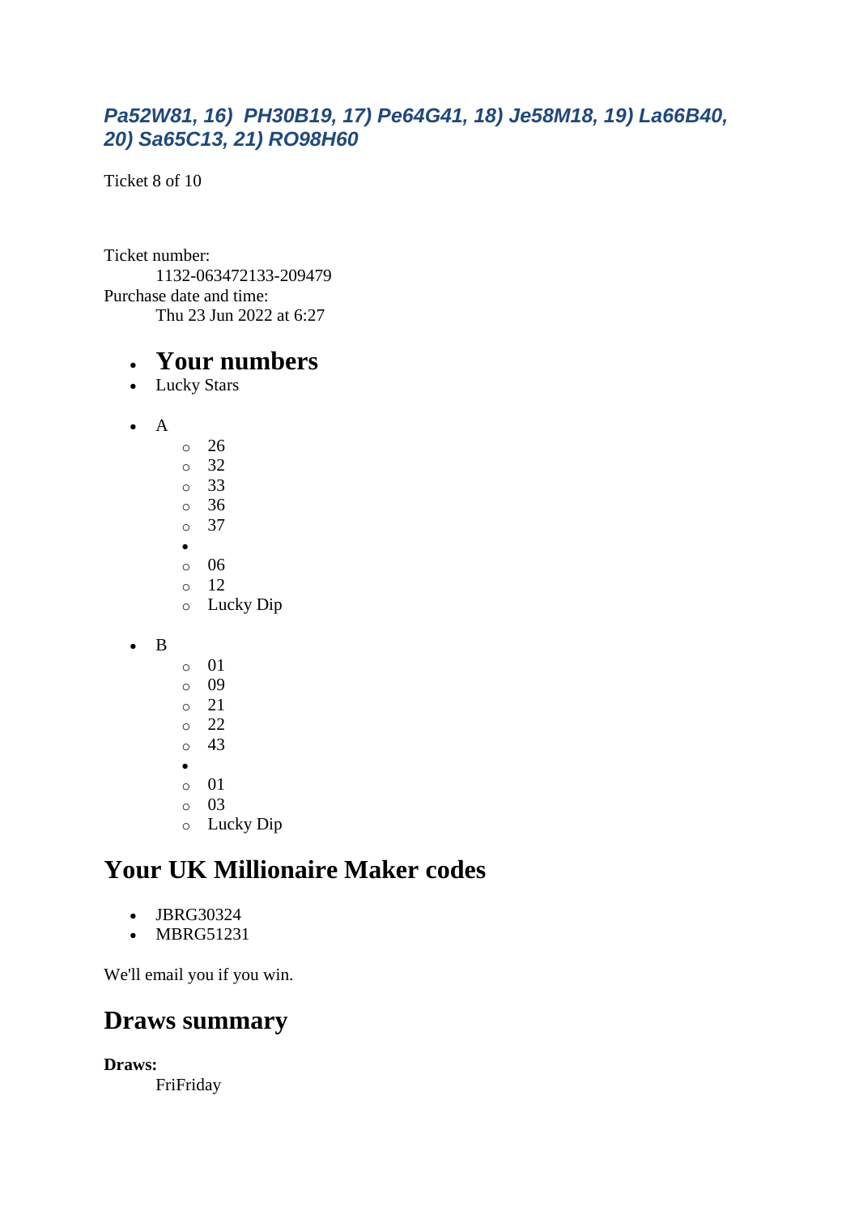*Pa52W81, 16) PH30B19, 17) Pe64G41, 18) Je58M18, 19) La66B40, 20) Sa65C13, 21) RO98H60*

Ticket 8 of 10

Ticket number:
    1132-063472133-209479
Purchase date and time:
    Thu 23 Jun 2022 at 6:27

- # Your numbers
- Lucky Stars

- A
    - 26
    - 32
    - 33
    - 36
    - 37
    - 
    - 06
    - 12
    - Lucky Dip

- B
    - 01
    - 09
    - 21
    - 22
    - 43
    - 
    - 01
    - 03
    - Lucky Dip

## Your UK Millionaire Maker codes

- JBRG30324
- MBRG51231

We'll email you if you win.

## Draws summary

**Draws:**
    FriFriday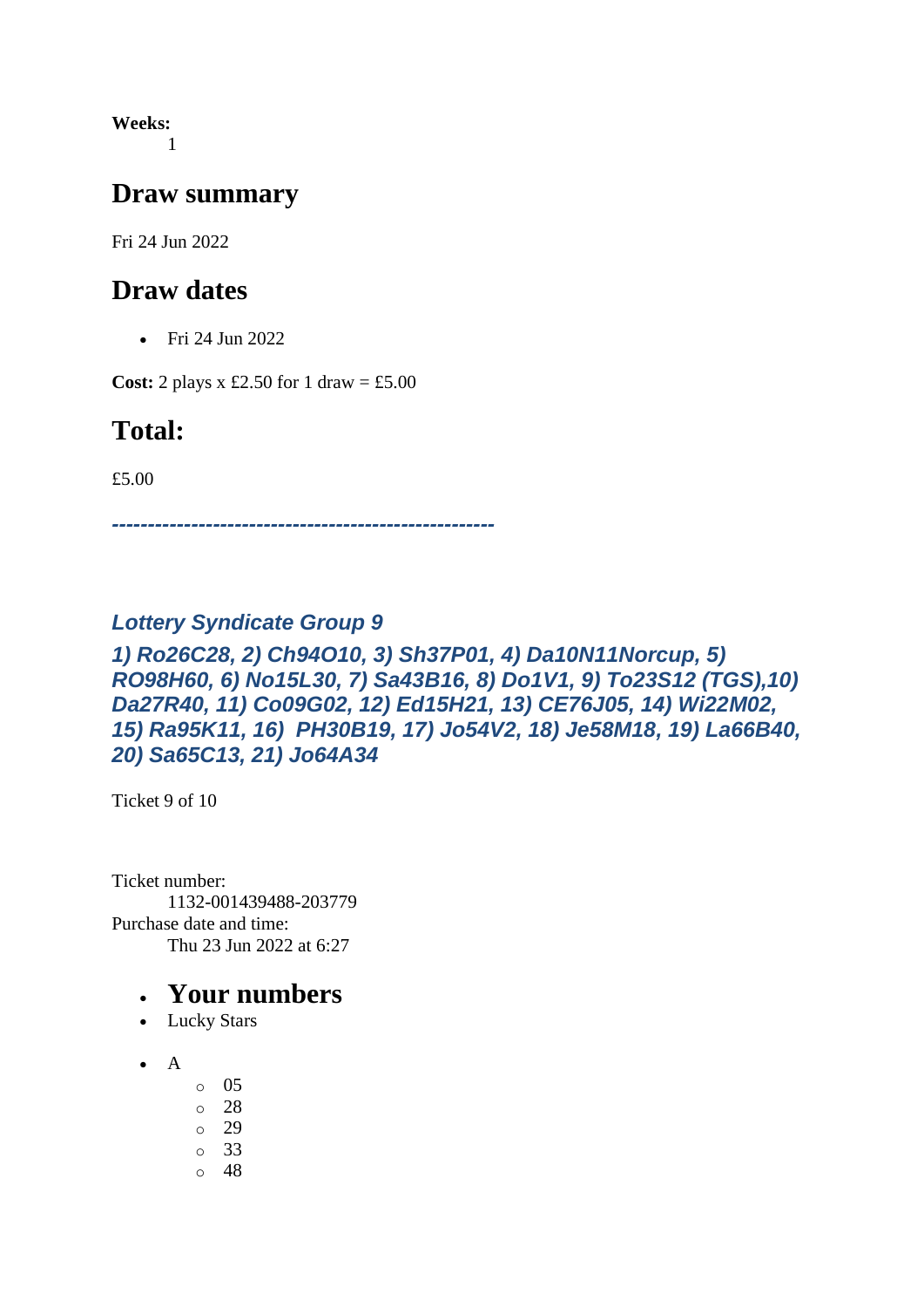**Weeks:**
    1

## Draw summary

Fri 24 Jun 2022

## Draw dates

- Fri 24 Jun 2022

**Cost:** 2 plays x £2.50 for 1 draw = £5.00

## Total:

£5.00

***----------------------------------------------------***

### *Lottery Syndicate Group 9*

### *1) Ro26C28, 2) Ch94O10, 3) Sh37P01, 4) Da10N11Norcup, 5) RO98H60, 6) No15L30, 7) Sa43B16, 8) Do1V1, 9) To23S12 (TGS),10) Da27R40, 11) Co09G02, 12) Ed15H21, 13) CE76J05, 14) Wi22M02, 15) Ra95K11, 16)  PH30B19, 17) Jo54V2, 18) Je58M18, 19) La66B40, 20) Sa65C13, 21) Jo64A34*

Ticket 9 of 10

Ticket number:
    1132-001439488-203779
Purchase date and time:
    Thu 23 Jun 2022 at 6:27

- ## Your numbers
- Lucky Stars

- A
    - 05
    - 28
    - 29
    - 33
    - 48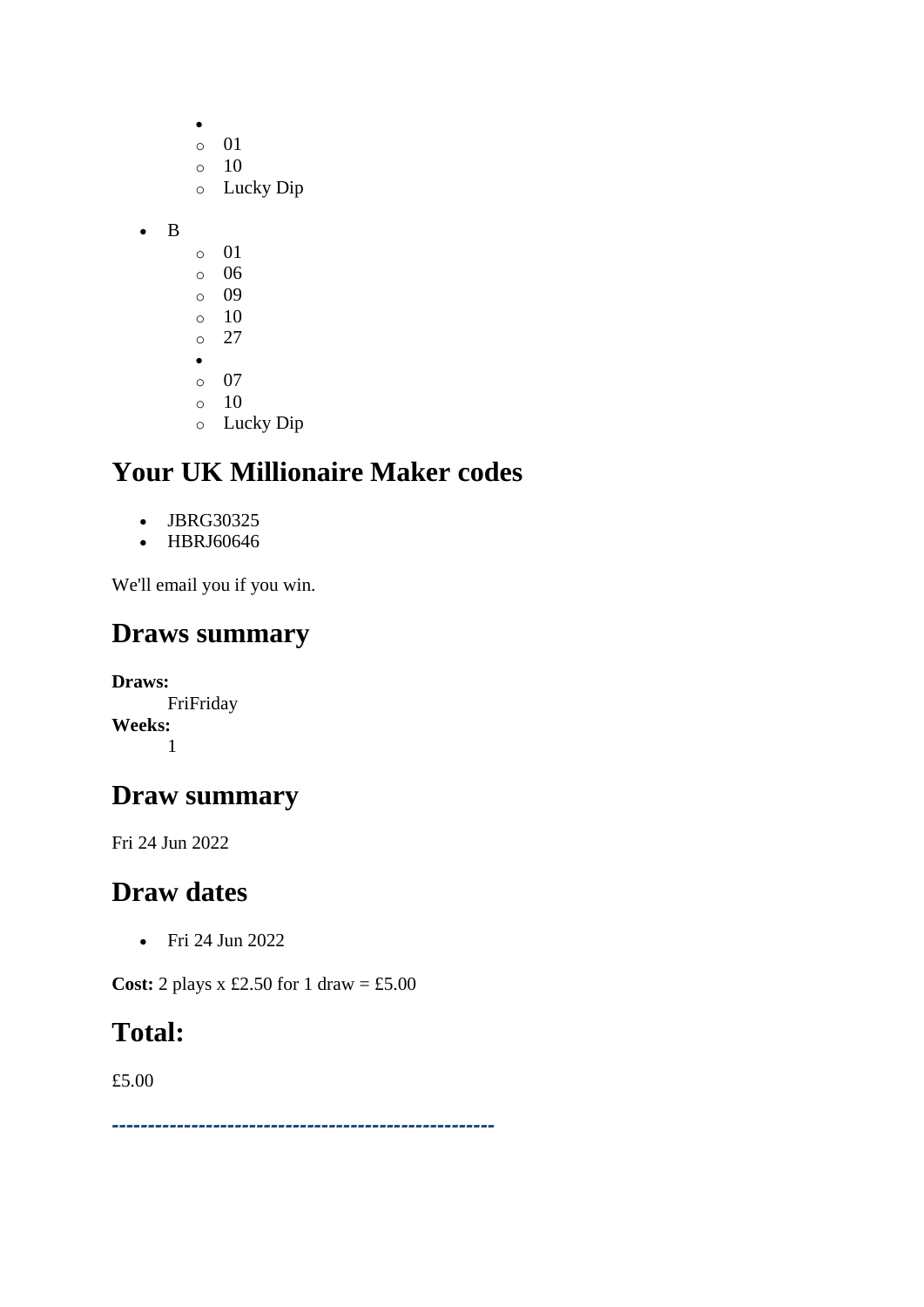- 
  - 01
  - 10
  - Lucky Dip

- B
  - 01
  - 06
  - 09
  - 10
  - 27
- 
  - 07
  - 10
  - Lucky Dip

## Your UK Millionaire Maker codes

- JBRG30325
- HBRJ60646

We'll email you if you win.

## Draws summary

**Draws:**
FriFriday
**Weeks:**
1

## Draw summary

Fri 24 Jun 2022

## Draw dates

- Fri 24 Jun 2022

**Cost:** 2 plays x £2.50 for 1 draw = £5.00

## Total:

£5.00

-----------------------------------------------------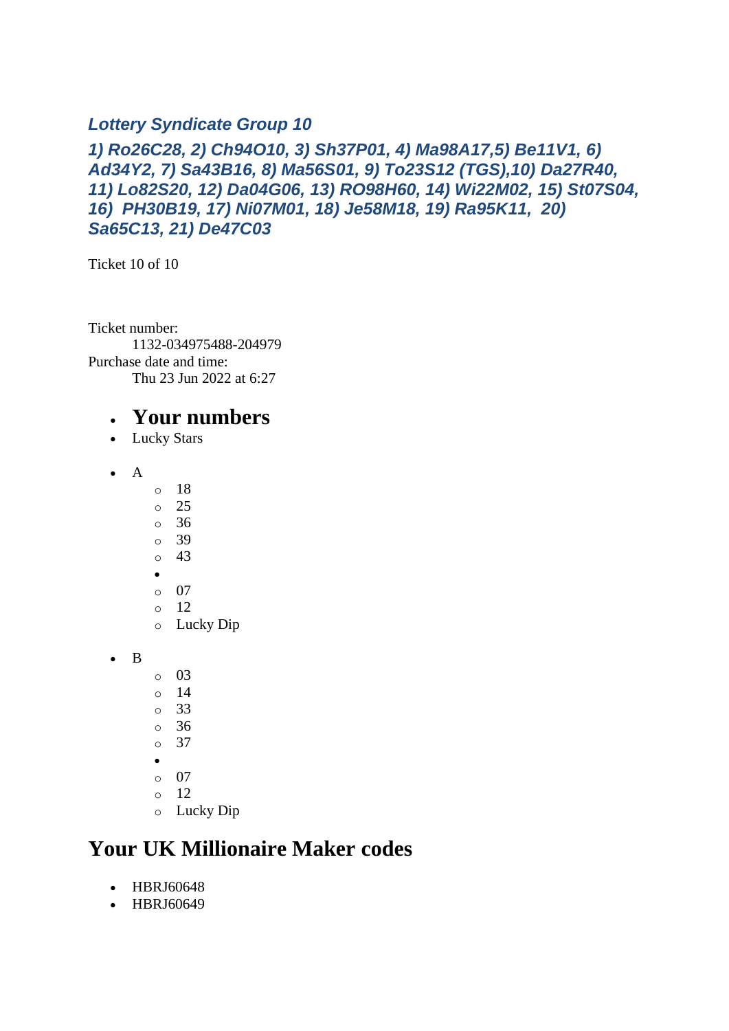### *Lottery Syndicate Group 10*

### *1) Ro26C28, 2) Ch94O10, 3) Sh37P01, 4) Ma98A17,5) Be11V1, 6) Ad34Y2, 7) Sa43B16, 8) Ma56S01, 9) To23S12 (TGS),10) Da27R40, 11) Lo82S20, 12) Da04G06, 13) RO98H60, 14) Wi22M02, 15) St07S04, 16)  PH30B19, 17) Ni07M01, 18) Je58M18, 19) Ra95K11,  20) Sa65C13, 21) De47C03*

Ticket 10 of 10

Ticket number:
    1132-034975488-204979
Purchase date and time:
    Thu 23 Jun 2022 at 6:27

- ## Your numbers
- Lucky Stars

- A
    - 18
    - 25
    - 36
    - 39
    - 43
  -
    - 07
    - 12
    - Lucky Dip

- B
    - 03
    - 14
    - 33
    - 36
    - 37
  -
    - 07
    - 12
    - Lucky Dip

## Your UK Millionaire Maker codes

- HBRJ60648
- HBRJ60649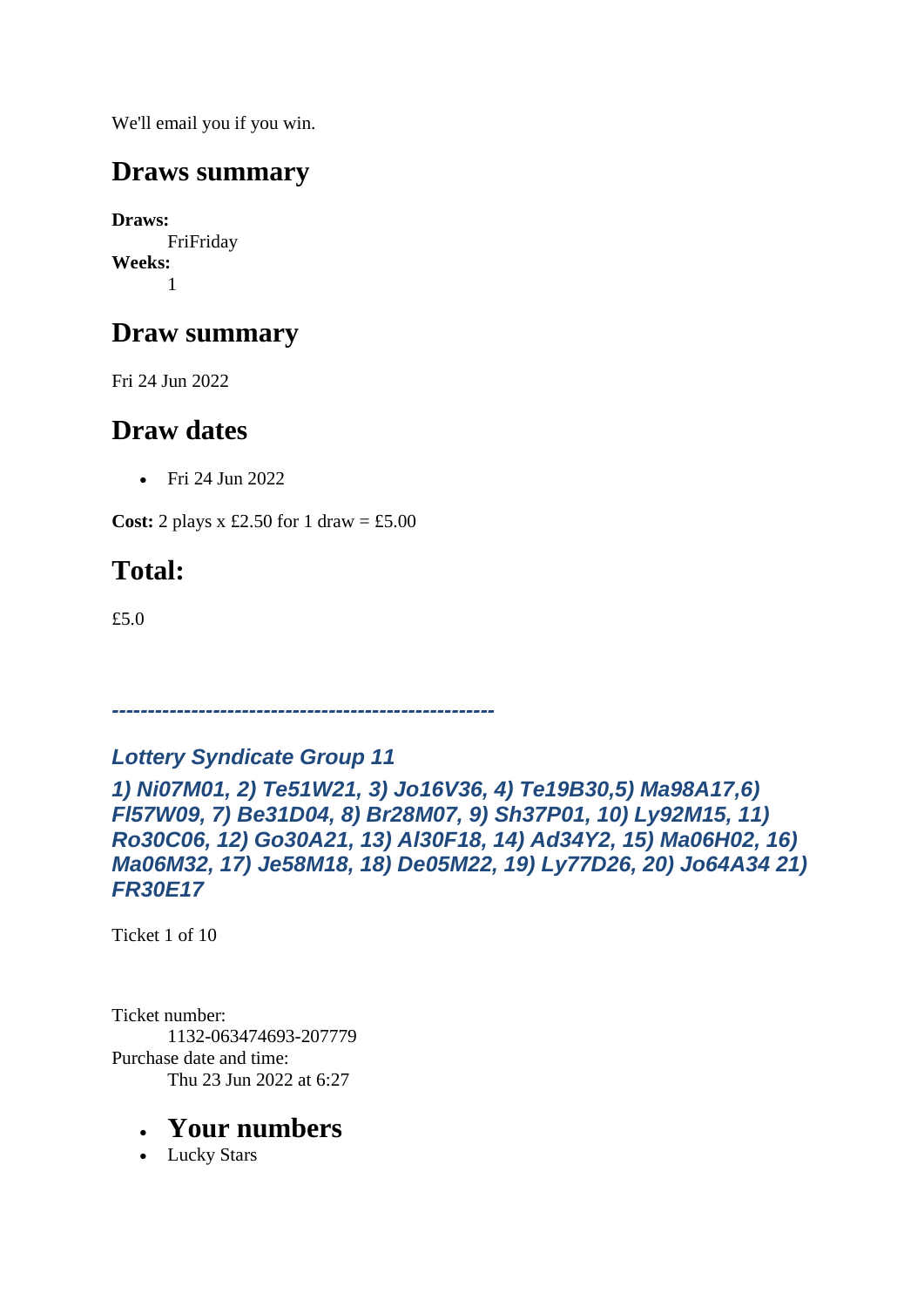We'll email you if you win.

## Draws summary

**Draws:**
FriFriday

**Weeks:**
1

## Draw summary

Fri 24 Jun 2022

## Draw dates

- Fri 24 Jun 2022

**Cost:** 2 plays x £2.50 for 1 draw = £5.00

## Total:

£5.0

***-----------------------------------------------------***

### *Lottery Syndicate Group 11*

***1) Ni07M01, 2) Te51W21, 3) Jo16V36, 4) Te19B30,5) Ma98A17,6) Fl57W09, 7) Be31D04, 8) Br28M07, 9) Sh37P01, 10) Ly92M15, 11) Ro30C06, 12) Go30A21, 13) Al30F18, 14) Ad34Y2, 15) Ma06H02, 16) Ma06M32, 17) Je58M18, 18) De05M22, 19) Ly77D26, 20) Jo64A34 21) FR30E17***

Ticket 1 of 10

Ticket number:
1132-063474693-207779

Purchase date and time:
Thu 23 Jun 2022 at 6:27

- ## Your numbers
- Lucky Stars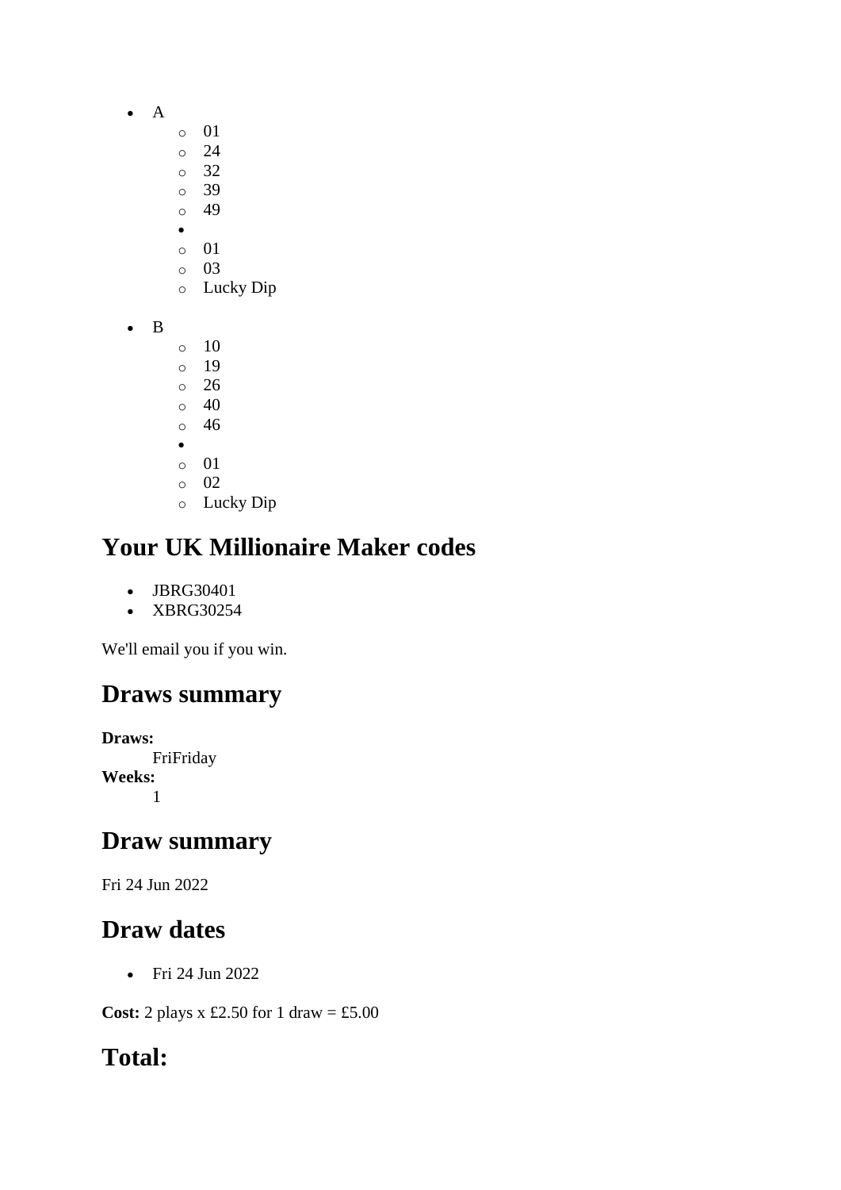- A
  - 01
  - 24
  - 32
  - 39
  - 49
- 
  - 01
  - 03
  - Lucky Dip

- B
  - 10
  - 19
  - 26
  - 40
  - 46
- 
  - 01
  - 02
  - Lucky Dip

## Your UK Millionaire Maker codes

- JBRG30401
- XBRG30254

We'll email you if you win.

## Draws summary

**Draws:**
FriFriday
**Weeks:**
1

## Draw summary

Fri 24 Jun 2022

## Draw dates

- Fri 24 Jun 2022

**Cost:** 2 plays x £2.50 for 1 draw = £5.00

## Total: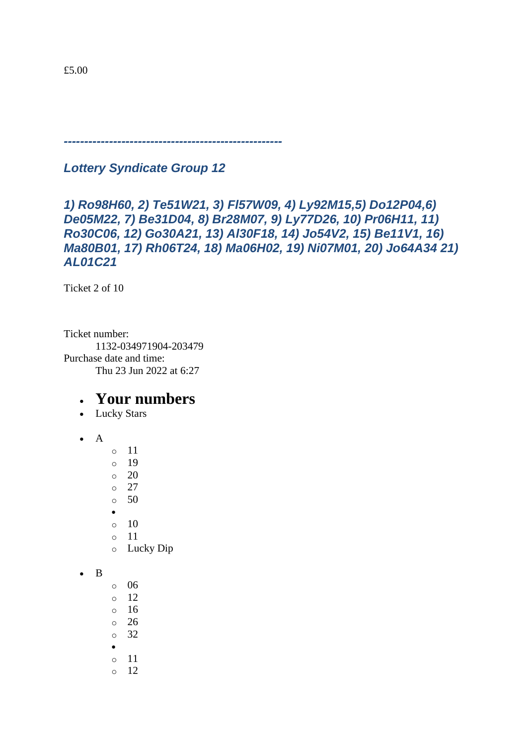£5.00

*----------------------------------------------------*

***Lottery Syndicate Group 12***

***1) Ro98H60, 2) Te51W21, 3) Fl57W09, 4) Ly92M15,5) Do12P04,6) De05M22, 7) Be31D04, 8) Br28M07, 9) Ly77D26, 10) Pr06H11, 11) Ro30C06, 12) Go30A21, 13) Al30F18, 14) Jo54V2, 15) Be11V1, 16) Ma80B01, 17) Rh06T24, 18) Ma06H02, 19) Ni07M01, 20) Jo64A34 21) AL01C21***

Ticket 2 of 10

Ticket number:
    1132-034971904-203479
Purchase date and time:
    Thu 23 Jun 2022 at 6:27

- # Your numbers
- Lucky Stars

- A
  - 11
  - 19
  - 20
  - 27
  - 50
- 
  - 10
  - 11
  - Lucky Dip

- B
  - 06
  - 12
  - 16
  - 26
  - 32
- 
  - 11
  - 12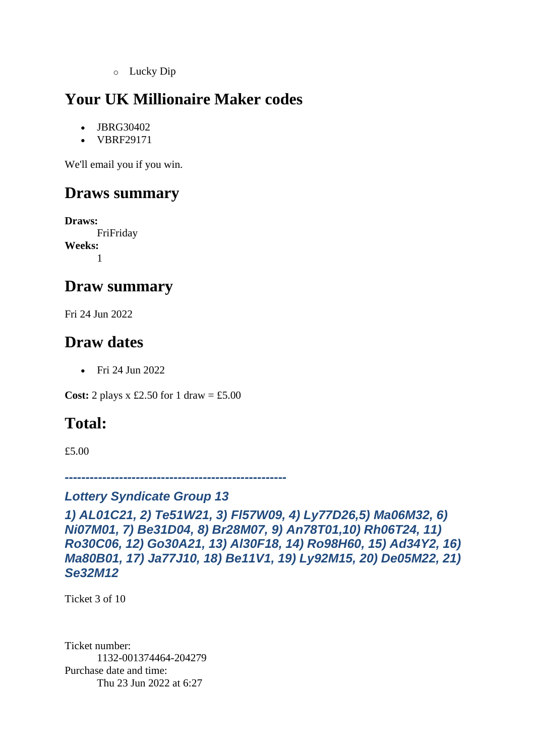- Lucky Dip

## Your UK Millionaire Maker codes

- JBRG30402
- VBRF29171

We'll email you if you win.

## Draws summary

**Draws:**
FriFriday
**Weeks:**
1

## Draw summary

Fri 24 Jun 2022

## Draw dates

- Fri 24 Jun 2022

**Cost:** 2 plays x £2.50 for 1 draw = £5.00

## Total:

£5.00

***-----------------------------------------------------***

***Lottery Syndicate Group 13***

***1) AL01C21, 2) Te51W21, 3) Fl57W09, 4) Ly77D26,5) Ma06M32, 6) Ni07M01, 7) Be31D04, 8) Br28M07, 9) An78T01,10) Rh06T24, 11) Ro30C06, 12) Go30A21, 13) Al30F18, 14) Ro98H60, 15) Ad34Y2, 16) Ma80B01, 17) Ja77J10, 18) Be11V1, 19) Ly92M15, 20) De05M22, 21) Se32M12***

Ticket 3 of 10

Ticket number:
1132-001374464-204279
Purchase date and time:
Thu 23 Jun 2022 at 6:27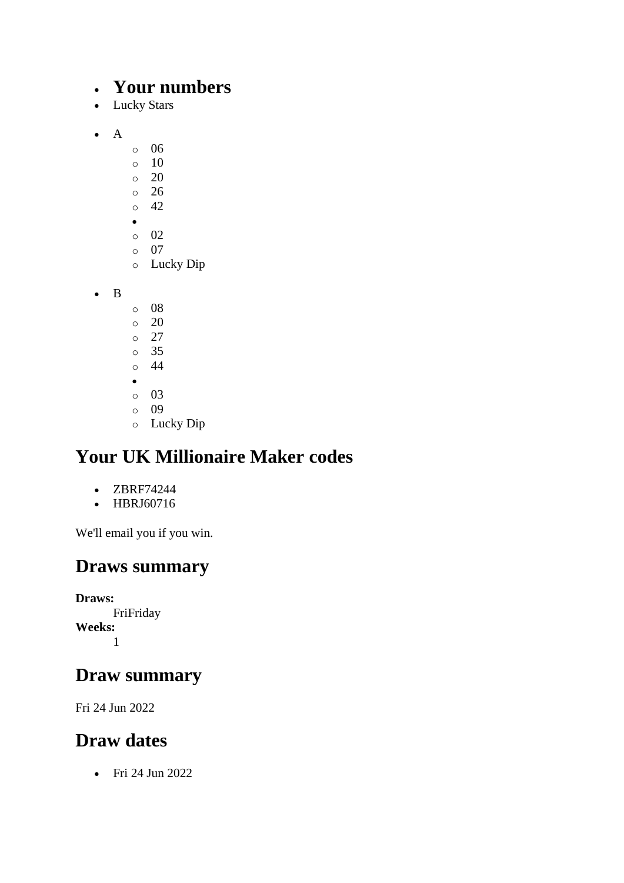- **Your numbers**
- Lucky Stars

- A
  - 06
  - 10
  - 20
  - 26
  - 42
- 
  - 02
  - 07
  - Lucky Dip

- B
  - 08
  - 20
  - 27
  - 35
  - 44
- 
  - 03
  - 09
  - Lucky Dip

## Your UK Millionaire Maker codes

- ZBRF74244
- HBRJ60716

We'll email you if you win.

## Draws summary

**Draws:**
FriFriday
**Weeks:**
1

## Draw summary

Fri 24 Jun 2022

## Draw dates

- Fri 24 Jun 2022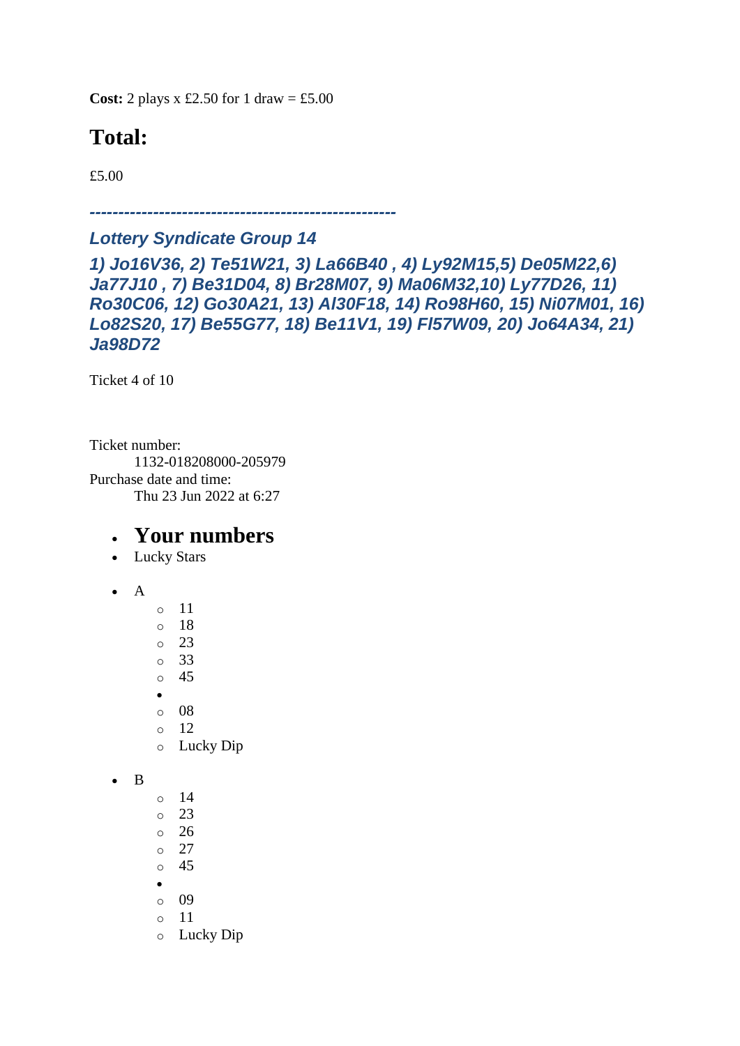**Cost:** 2 plays x £2.50 for 1 draw = £5.00

## Total:

£5.00

***-----------------------------------------------------***

### *Lottery Syndicate Group 14*

### *1) Jo16V36, 2) Te51W21, 3) La66B40 , 4) Ly92M15,5) De05M22,6) Ja77J10 , 7) Be31D04, 8) Br28M07, 9) Ma06M32,10) Ly77D26, 11) Ro30C06, 12) Go30A21, 13) Al30F18, 14) Ro98H60, 15) Ni07M01, 16) Lo82S20, 17) Be55G77, 18) Be11V1, 19) Fl57W09, 20) Jo64A34, 21) Ja98D72*

Ticket 4 of 10

Ticket number:
    1132-018208000-205979
Purchase date and time:
    Thu 23 Jun 2022 at 6:27

- ## Your numbers
- Lucky Stars

- A
  - 11
  - 18
  - 23
  - 33
  - 45
  -
  - 08
  - 12
  - Lucky Dip

- B
  - 14
  - 23
  - 26
  - 27
  - 45
  -
  - 09
  - 11
  - Lucky Dip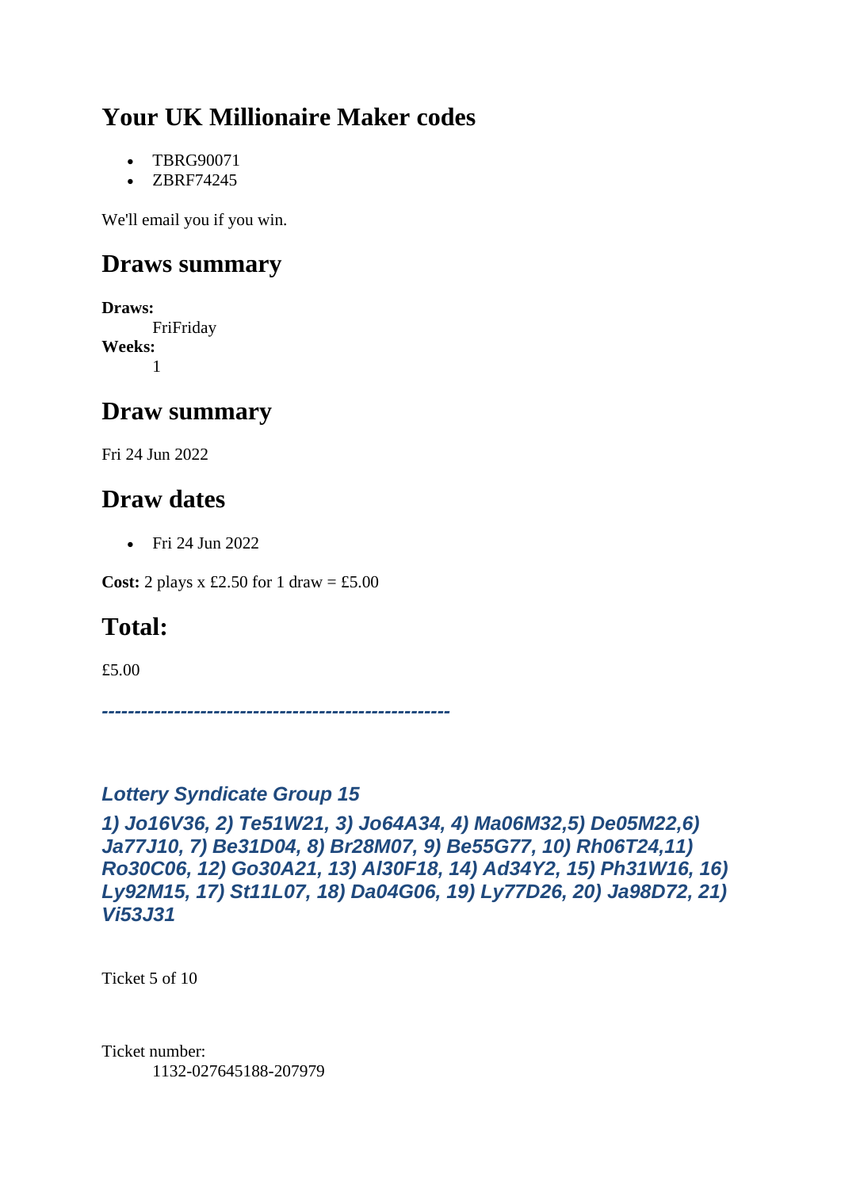## Your UK Millionaire Maker codes

- TBRG90071
- ZBRF74245

We'll email you if you win.

## Draws summary

**Draws:**
FriFriday
**Weeks:**
1

## Draw summary

Fri 24 Jun 2022

## Draw dates

- Fri 24 Jun 2022

**Cost:** 2 plays x £2.50 for 1 draw = £5.00

## Total:

£5.00

***----------------------------------------------------***

### *Lottery Syndicate Group 15*

***1) Jo16V36, 2) Te51W21, 3) Jo64A34, 4) Ma06M32,5) De05M22,6) Ja77J10, 7) Be31D04, 8) Br28M07, 9) Be55G77, 10) Rh06T24,11) Ro30C06, 12) Go30A21, 13) Al30F18, 14) Ad34Y2, 15) Ph31W16, 16) Ly92M15, 17) St11L07, 18) Da04G06, 19) Ly77D26, 20) Ja98D72, 21) Vi53J31***

Ticket 5 of 10

Ticket number:
1132-027645188-207979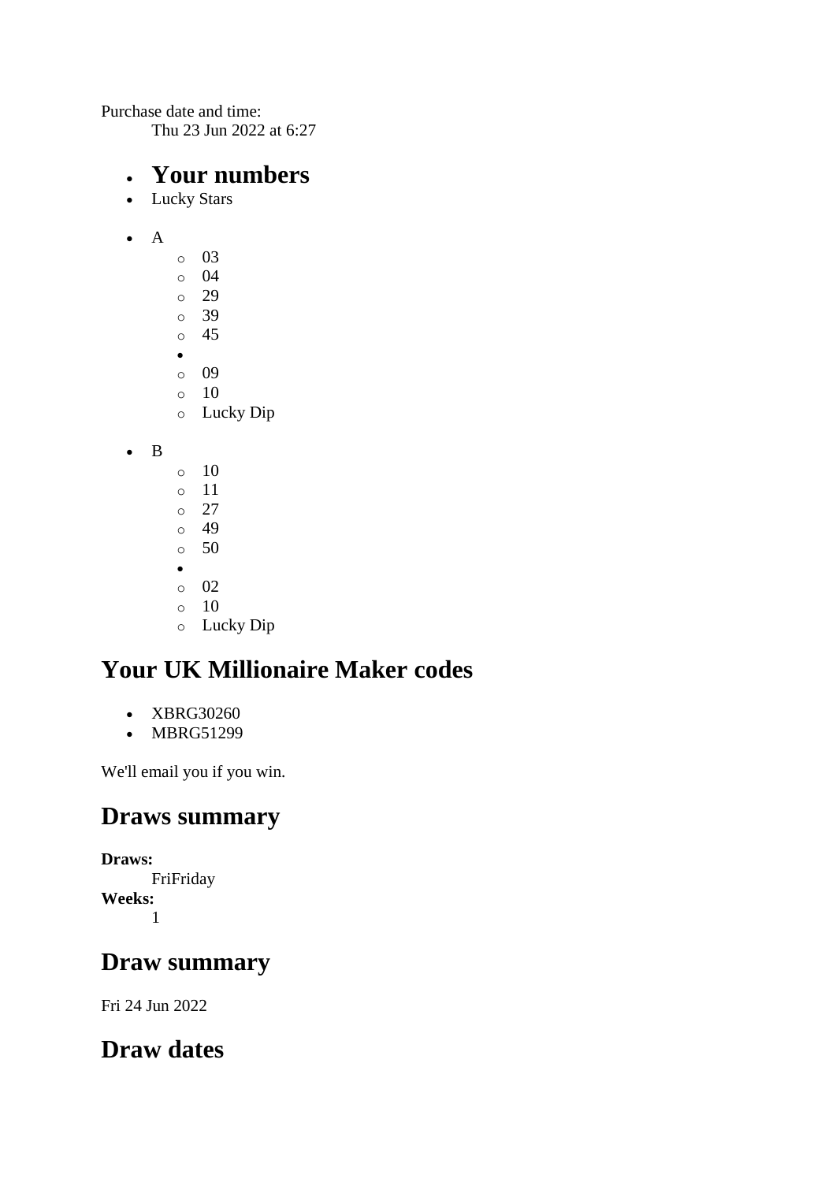Purchase date and time:
    Thu 23 Jun 2022 at 6:27

- **Your numbers**
- Lucky Stars

- A
    - 03
    - 04
    - 29
    - 39
    - 45
  - 
    - 09
    - 10
    - Lucky Dip

- B
    - 10
    - 11
    - 27
    - 49
    - 50
  - 
    - 02
    - 10
    - Lucky Dip

## Your UK Millionaire Maker codes

- XBRG30260
- MBRG51299

We'll email you if you win.

## Draws summary

**Draws:**
    FriFriday
**Weeks:**
    1

## Draw summary

Fri 24 Jun 2022

## Draw dates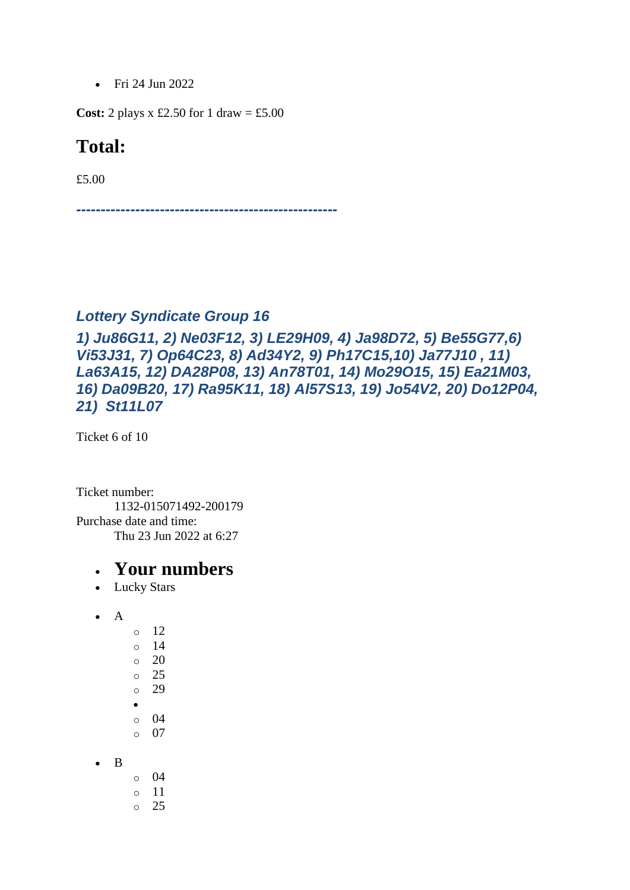- Fri 24 Jun 2022

**Cost:** 2 plays x £2.50 for 1 draw = £5.00

## Total:

£5.00

***-----------------------------------------------------***

### *Lottery Syndicate Group 16*

***1) Ju86G11, 2) Ne03F12, 3) LE29H09, 4) Ja98D72, 5) Be55G77,6) Vi53J31, 7) Op64C23, 8) Ad34Y2, 9) Ph17C15,10) Ja77J10 , 11) La63A15, 12) DA28P08, 13) An78T01, 14) Mo29O15, 15) Ea21M03, 16) Da09B20, 17) Ra95K11, 18) Al57S13, 19) Jo54V2, 20) Do12P04, 21) St11L07***

Ticket 6 of 10

Ticket number:
  1132-015071492-200179
Purchase date and time:
  Thu 23 Jun 2022 at 6:27

- ## Your numbers
- Lucky Stars

- A
  - 12
  - 14
  - 20
  - 25
  - 29
- 
  - 04
  - 07

- B
  - 04
  - 11
  - 25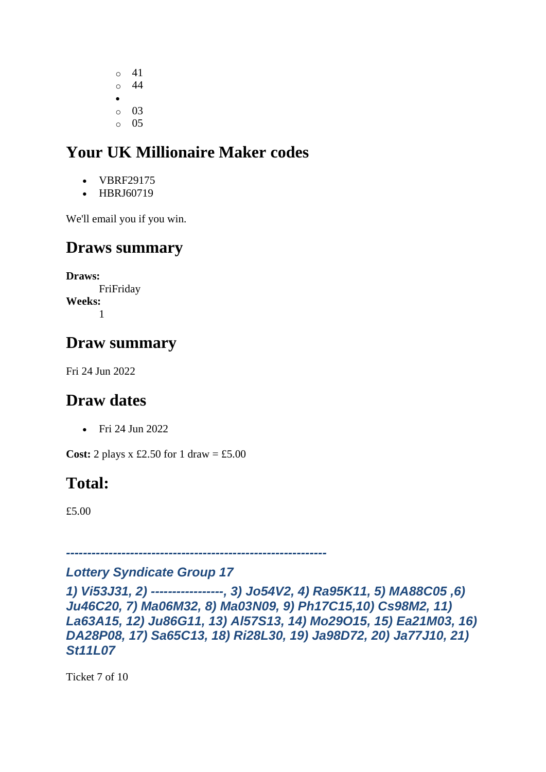- 41
  - 44
- 
  - 03
  - 05

## Your UK Millionaire Maker codes

- VBRF29175
- HBRJ60719

We'll email you if you win.

## Draws summary

**Draws:**
FriFriday
**Weeks:**
1

## Draw summary

Fri 24 Jun 2022

## Draw dates

- Fri 24 Jun 2022

**Cost:** 2 plays x £2.50 for 1 draw = £5.00

## Total:

£5.00

***-------------------------------------------------------------***

### *Lottery Syndicate Group 17*

***1) Vi53J31, 2) -----------------, 3) Jo54V2, 4) Ra95K11, 5) MA88C05 ,6) Ju46C20, 7) Ma06M32, 8) Ma03N09, 9) Ph17C15,10) Cs98M2, 11) La63A15, 12) Ju86G11, 13) Al57S13, 14) Mo29O15, 15) Ea21M03, 16) DA28P08, 17) Sa65C13, 18) Ri28L30, 19) Ja98D72, 20) Ja77J10, 21) St11L07***

Ticket 7 of 10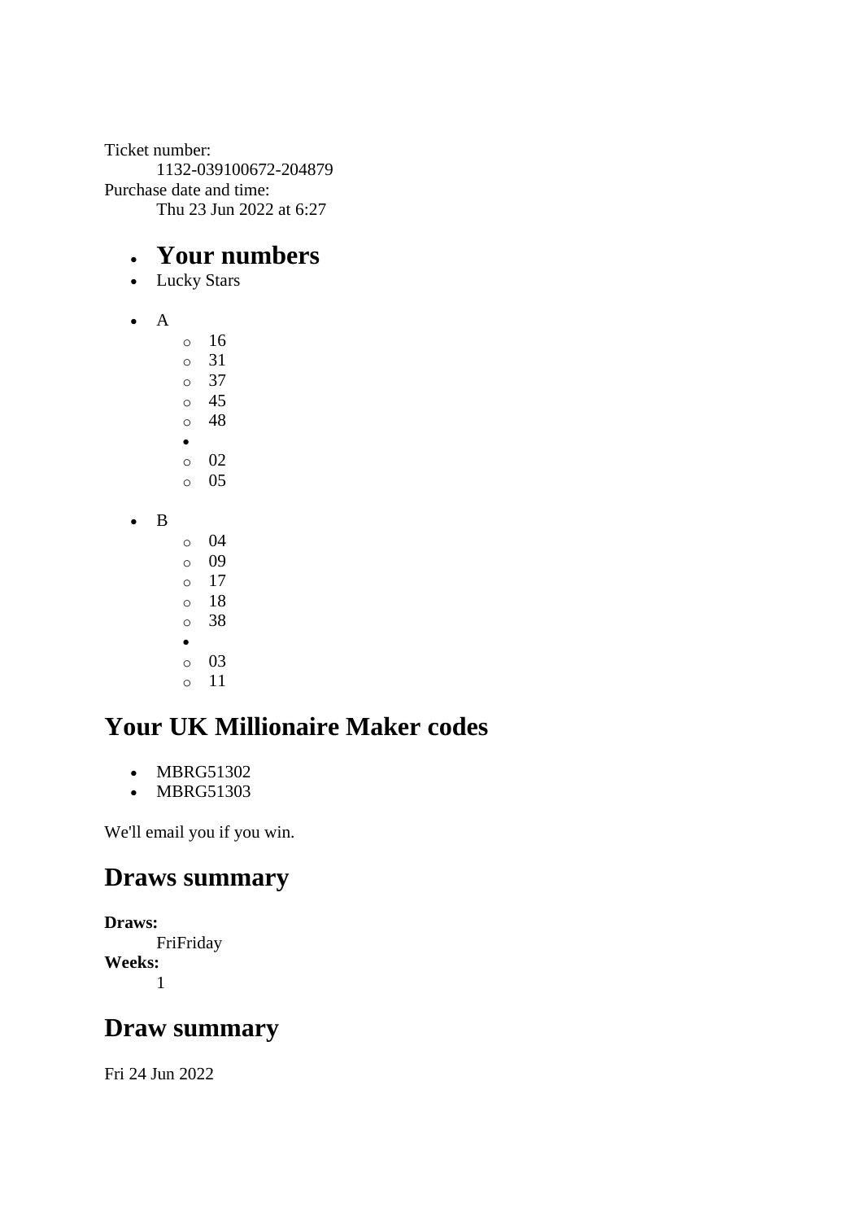Ticket number:
    1132-039100672-204879
Purchase date and time:
    Thu 23 Jun 2022 at 6:27

- **Your numbers**
- Lucky Stars

- A
    - 16
    - 31
    - 37
    - 45
    - 48
  - 
    - 02
    - 05

- B
    - 04
    - 09
    - 17
    - 18
    - 38
  - 
    - 03
    - 11

## Your UK Millionaire Maker codes

- MBRG51302
- MBRG51303

We'll email you if you win.

## Draws summary

**Draws:**
    FriFriday
**Weeks:**
    1

## Draw summary

Fri 24 Jun 2022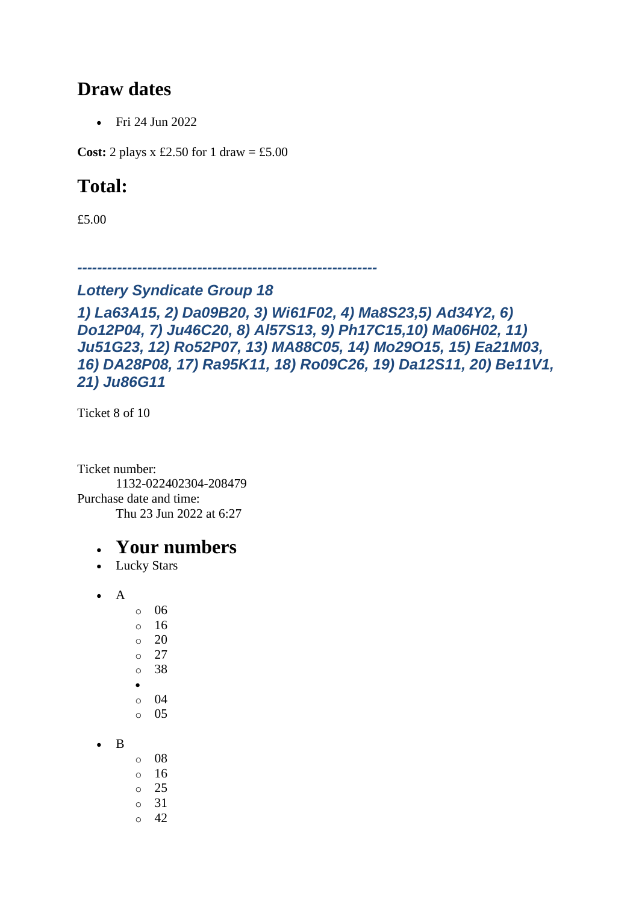## Draw dates

- Fri 24 Jun 2022

**Cost:** 2 plays x £2.50 for 1 draw = £5.00

## Total:

£5.00

***------------------------------------------------------------***

### *Lottery Syndicate Group 18*

***1) La63A15, 2) Da09B20, 3) Wi61F02, 4) Ma8S23,5) Ad34Y2, 6) Do12P04, 7) Ju46C20, 8) Al57S13, 9) Ph17C15,10) Ma06H02, 11) Ju51G23, 12) Ro52P07, 13) MA88C05, 14) Mo29O15, 15) Ea21M03, 16) DA28P08, 17) Ra95K11, 18) Ro09C26, 19) Da12S11, 20) Be11V1, 21) Ju86G11***

Ticket 8 of 10

Ticket number:
    1132-022402304-208479
Purchase date and time:
    Thu 23 Jun 2022 at 6:27

- ## Your numbers
- Lucky Stars

- A
  - 06
  - 16
  - 20
  - 27
  - 38
  - 
  - 04
  - 05

- B
  - 08
  - 16
  - 25
  - 31
  - 42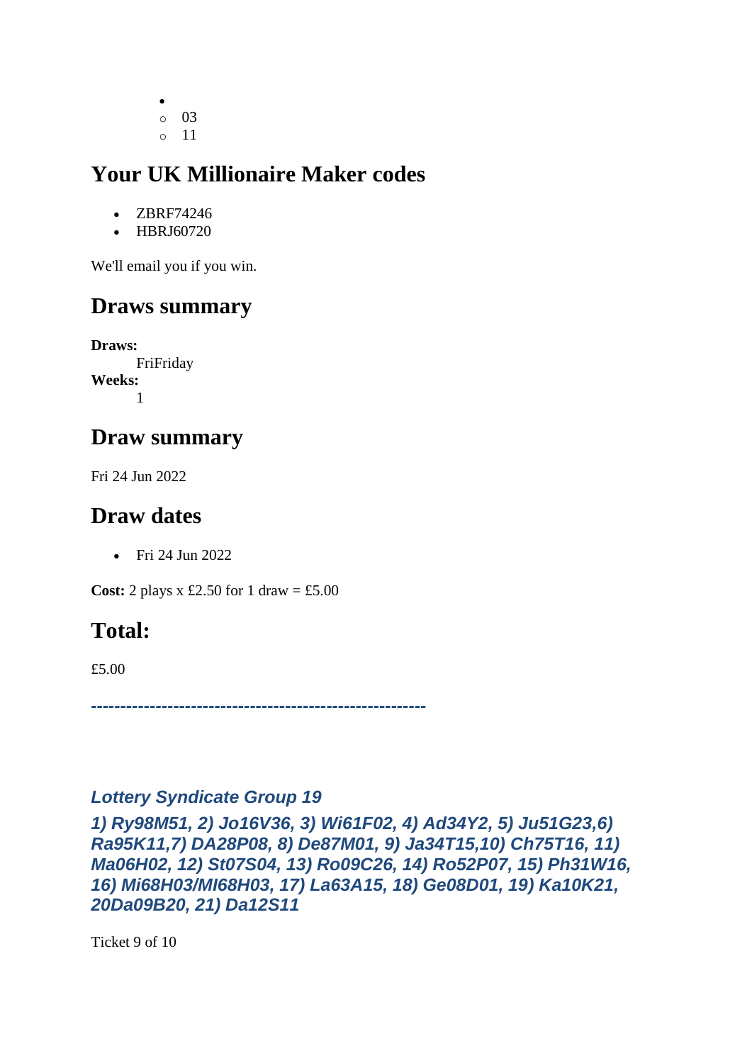-
  - 03
  - 11

## Your UK Millionaire Maker codes

- ZBRF74246
- HBRJ60720

We'll email you if you win.

## Draws summary

**Draws:**
FriFriday
**Weeks:**
1

## Draw summary

Fri 24 Jun 2022

## Draw dates

- Fri 24 Jun 2022

**Cost:** 2 plays x £2.50 for 1 draw = £5.00

## Total:

£5.00

***--------------------------------------------------------***

### *Lottery Syndicate Group 19*

***1) Ry98M51, 2) Jo16V36, 3) Wi61F02, 4) Ad34Y2, 5) Ju51G23,6) Ra95K11,7) DA28P08, 8) De87M01, 9) Ja34T15,10) Ch75T16, 11) Ma06H02, 12) St07S04, 13) Ro09C26, 14) Ro52P07, 15) Ph31W16, 16) Mi68H03/MI68H03, 17) La63A15, 18) Ge08D01, 19) Ka10K21, 20Da09B20, 21) Da12S11***

Ticket 9 of 10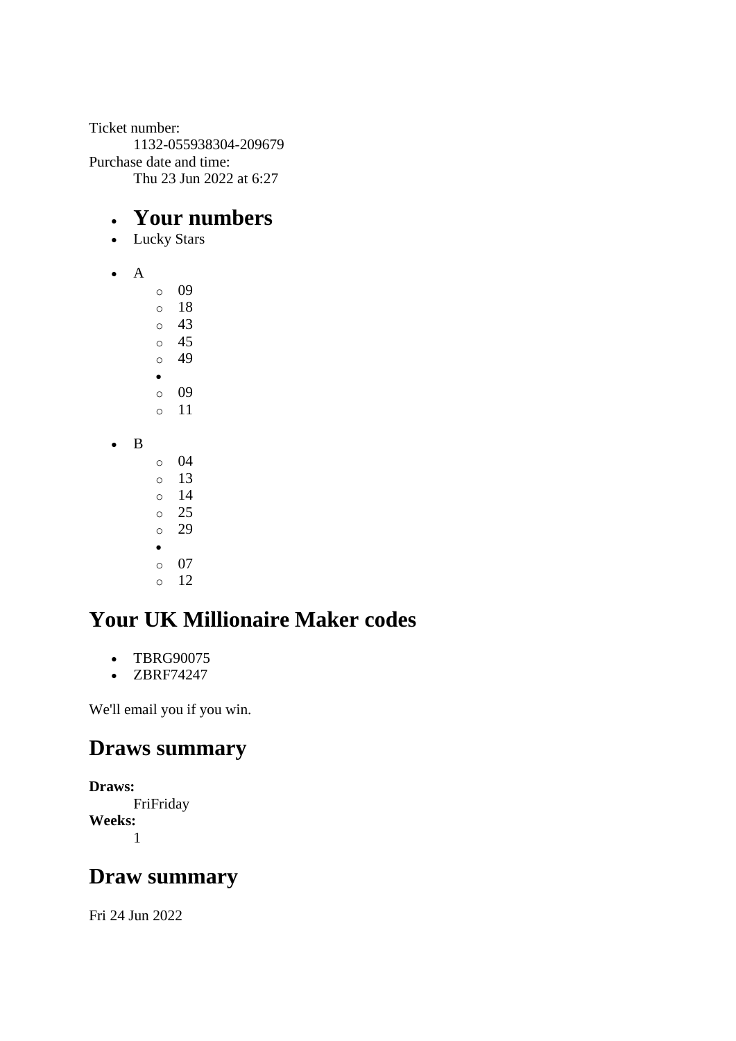Ticket number:
    1132-055938304-209679
Purchase date and time:
    Thu 23 Jun 2022 at 6:27

- ## Your numbers
- Lucky Stars

- A
    - 09
    - 18
    - 43
    - 45
    - 49
  - 
    - 09
    - 11

- B
    - 04
    - 13
    - 14
    - 25
    - 29
  - 
    - 07
    - 12

## Your UK Millionaire Maker codes

- TBRG90075
- ZBRF74247

We'll email you if you win.

## Draws summary

**Draws:**
    FriFriday
**Weeks:**
    1

## Draw summary

Fri 24 Jun 2022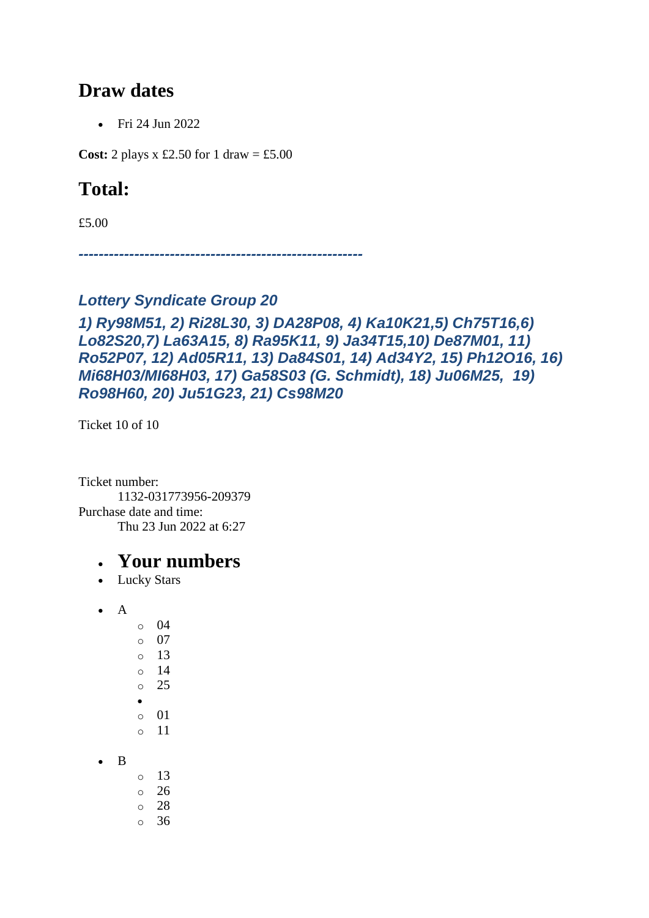## Draw dates

- Fri 24 Jun 2022

**Cost:** 2 plays x £2.50 for 1 draw = £5.00

## Total:

£5.00

***-------------------------------------------------------***

### *Lottery Syndicate Group 20*

### *1) Ry98M51, 2) Ri28L30, 3) DA28P08, 4) Ka10K21,5) Ch75T16,6) Lo82S20,7) La63A15, 8) Ra95K11, 9) Ja34T15,10) De87M01, 11) Ro52P07, 12) Ad05R11, 13) Da84S01, 14) Ad34Y2, 15) Ph12O16, 16) Mi68H03/MI68H03, 17) Ga58S03 (G. Schmidt), 18) Ju06M25, 19) Ro98H60, 20) Ju51G23, 21) Cs98M20*

Ticket 10 of 10

Ticket number:
    1132-031773956-209379
Purchase date and time:
    Thu 23 Jun 2022 at 6:27

- ## Your numbers
- Lucky Stars

- A
  - 04
  - 07
  - 13
  - 14
  - 25
- 
  - 01
  - 11

- B
  - 13
  - 26
  - 28
  - 36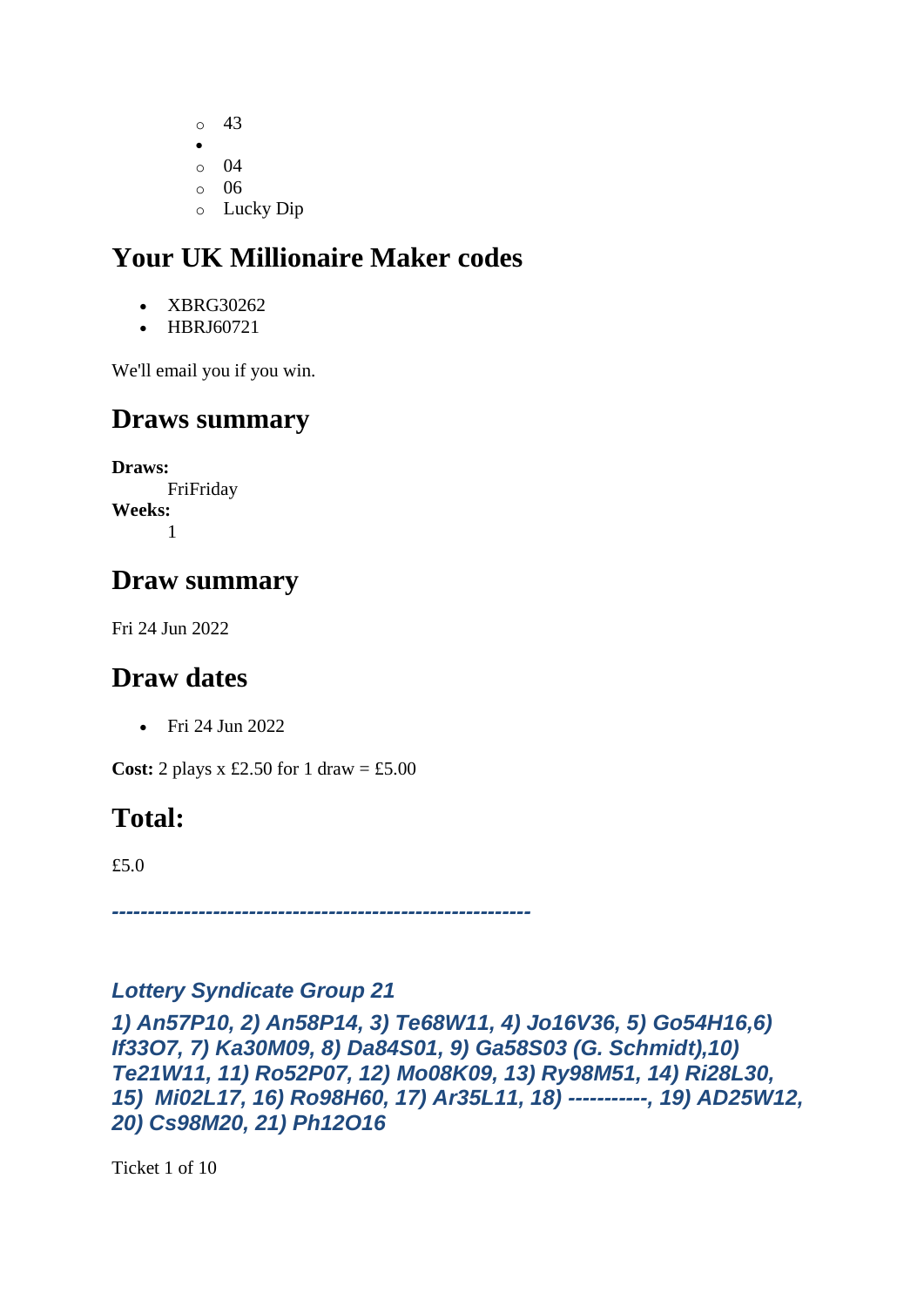- 43
- 
  - 04
  - 06
  - Lucky Dip

## Your UK Millionaire Maker codes

- XBRG30262
- HBRJ60721

We'll email you if you win.

## Draws summary

**Draws:**
FriFriday
**Weeks:**
1

## Draw summary

Fri 24 Jun 2022

## Draw dates

- Fri 24 Jun 2022

**Cost:** 2 plays x £2.50 for 1 draw = £5.00

## Total:

£5.0

***---------------------------------------------------------***

### ***Lottery Syndicate Group 21***

***1) An57P10, 2) An58P14, 3) Te68W11, 4) Jo16V36, 5) Go54H16,6) If33O7, 7) Ka30M09, 8) Da84S01, 9) Ga58S03 (G. Schmidt),10) Te21W11, 11) Ro52P07, 12) Mo08K09, 13) Ry98M51, 14) Ri28L30, 15) Mi02L17, 16) Ro98H60, 17) Ar35L11, 18) -----------, 19) AD25W12, 20) Cs98M20, 21) Ph12O16***

Ticket 1 of 10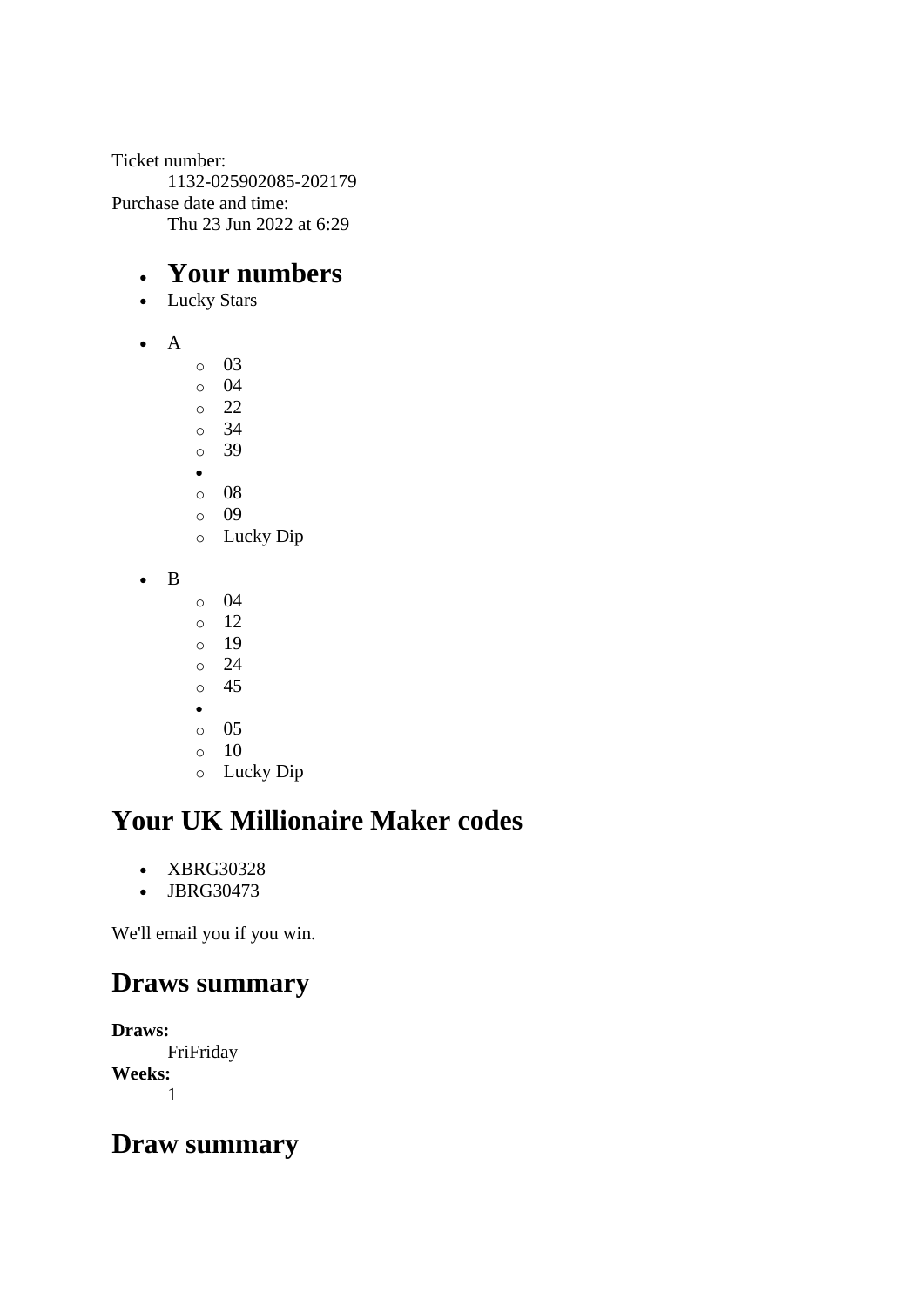Ticket number:
    1132-025902085-202179
Purchase date and time:
    Thu 23 Jun 2022 at 6:29

- ## Your numbers
- Lucky Stars

- A
    - 03
    - 04
    - 22
    - 34
    - 39
  -
    - 08
    - 09
    - Lucky Dip

- B
    - 04
    - 12
    - 19
    - 24
    - 45
  -
    - 05
    - 10
    - Lucky Dip

## Your UK Millionaire Maker codes

- XBRG30328
- JBRG30473

We'll email you if you win.

## Draws summary

**Draws:**
    FriFriday
**Weeks:**
    1

## Draw summary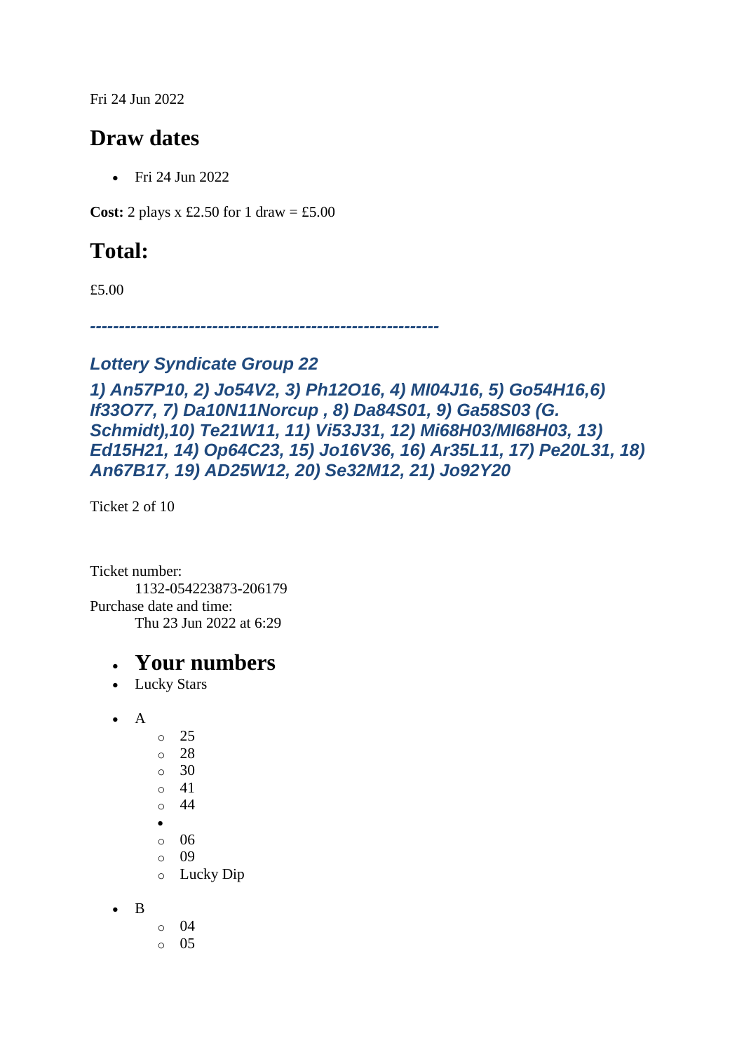Fri 24 Jun 2022

## Draw dates

- Fri 24 Jun 2022

**Cost:** 2 plays x £2.50 for 1 draw = £5.00

## Total:

£5.00

***------------------------------------------------------------***

### *Lottery Syndicate Group 22*

### *1) An57P10, 2) Jo54V2, 3) Ph12O16, 4) MI04J16, 5) Go54H16,6) If33O77, 7) Da10N11Norcup , 8) Da84S01, 9) Ga58S03 (G. Schmidt),10) Te21W11, 11) Vi53J31, 12) Mi68H03/MI68H03, 13) Ed15H21, 14) Op64C23, 15) Jo16V36, 16) Ar35L11, 17) Pe20L31, 18) An67B17, 19) AD25W12, 20) Se32M12, 21) Jo92Y20*

Ticket 2 of 10

Ticket number:
    1132-054223873-206179
Purchase date and time:
    Thu 23 Jun 2022 at 6:29

- ## Your numbers
- Lucky Stars

- A
    - 25
    - 28
    - 30
    - 41
    - 44
  - 
    - 06
    - 09
    - Lucky Dip

- B
    - 04
    - 05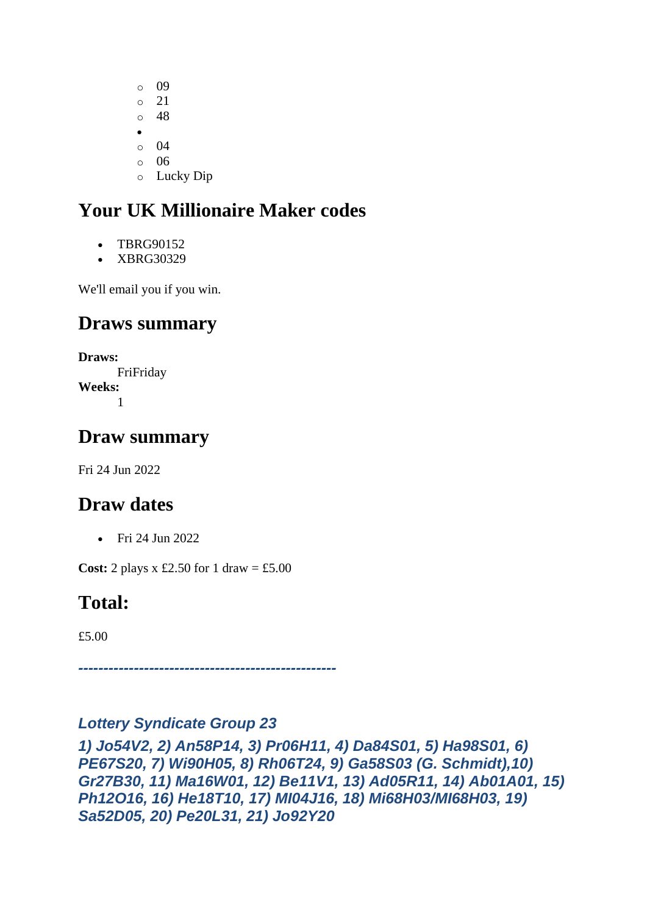- 09
    - 21
    - 48
- 
    - 04
    - 06
    - Lucky Dip

## Your UK Millionaire Maker codes

- TBRG90152
- XBRG30329

We'll email you if you win.

## Draws summary

**Draws:**
FriFriday
**Weeks:**
1

## Draw summary

Fri 24 Jun 2022

## Draw dates

- Fri 24 Jun 2022

**Cost:** 2 plays x £2.50 for 1 draw = £5.00

## Total:

£5.00

***--------------------------------------------------***

### *Lottery Syndicate Group 23*

***1) Jo54V2, 2) An58P14, 3) Pr06H11, 4) Da84S01, 5) Ha98S01, 6) PE67S20, 7) Wi90H05, 8) Rh06T24, 9) Ga58S03 (G. Schmidt),10) Gr27B30, 11) Ma16W01, 12) Be11V1, 13) Ad05R11, 14) Ab01A01, 15) Ph12O16, 16) He18T10, 17) Ml04J16, 18) Mi68H03/Ml68H03, 19) Sa52D05, 20) Pe20L31, 21) Jo92Y20***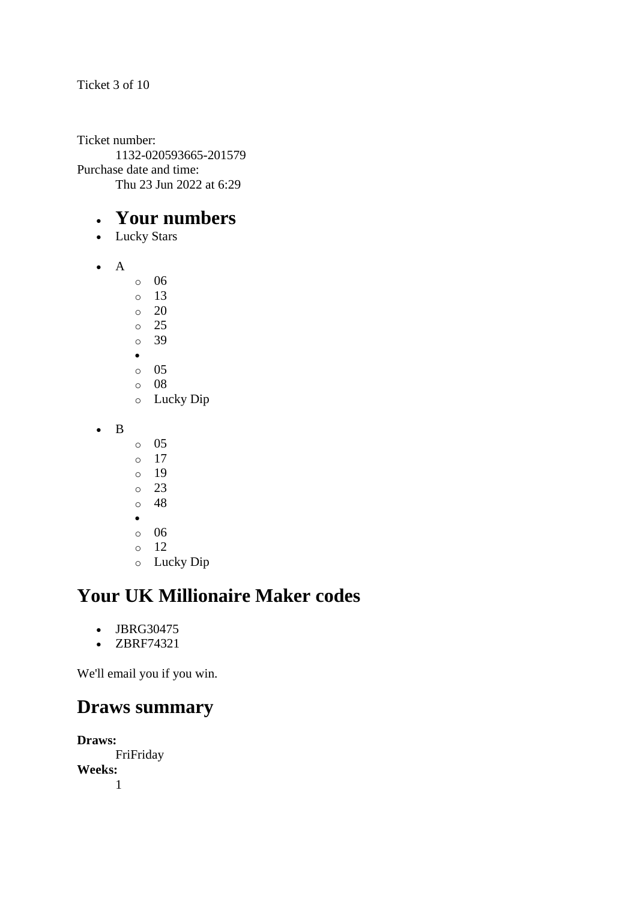Ticket 3 of 10

Ticket number:
    1132-020593665-201579
Purchase date and time:
    Thu 23 Jun 2022 at 6:29

- ## Your numbers
- Lucky Stars

- A
  - 06
  - 13
  - 20
  - 25
  - 39
- 
  - 05
  - 08
  - Lucky Dip

- B
  - 05
  - 17
  - 19
  - 23
  - 48
- 
  - 06
  - 12
  - Lucky Dip

## Your UK Millionaire Maker codes

- JBRG30475
- ZBRF74321

We'll email you if you win.

## Draws summary

**Draws:**
    FriFriday
**Weeks:**
    1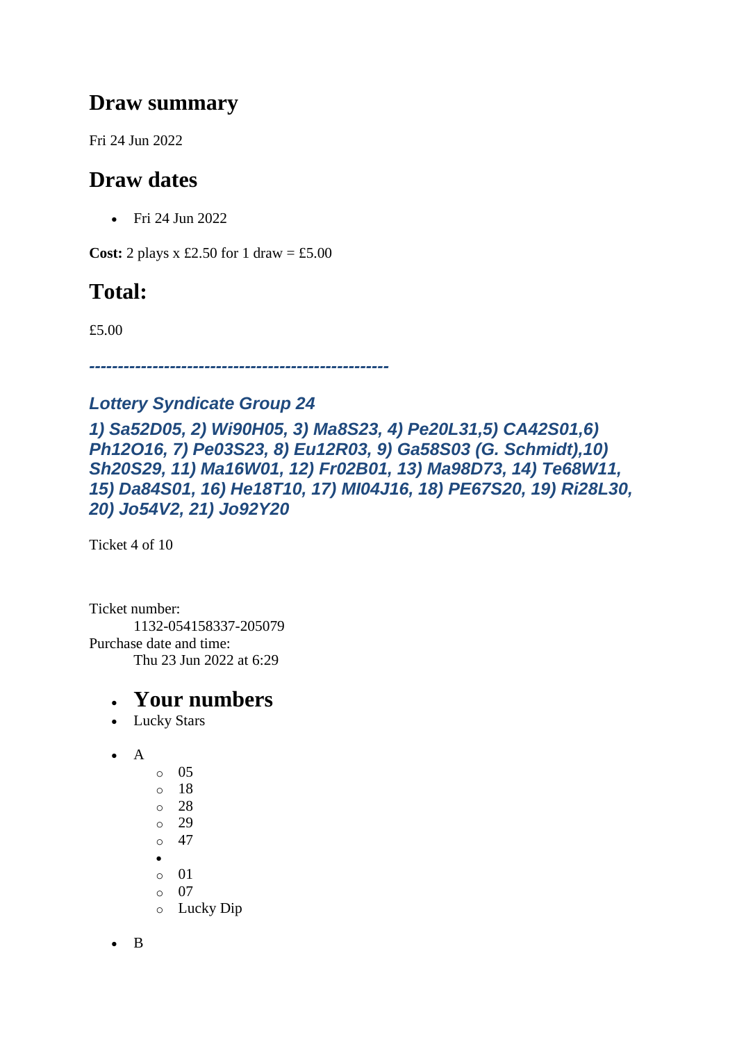## Draw summary

Fri 24 Jun 2022

## Draw dates

- Fri 24 Jun 2022

**Cost:** 2 plays x £2.50 for 1 draw = £5.00

## Total:

£5.00

***----------------------------------------------------***

### *Lottery Syndicate Group 24*

### *1) Sa52D05, 2) Wi90H05, 3) Ma8S23, 4) Pe20L31,5) CA42S01,6) Ph12O16, 7) Pe03S23, 8) Eu12R03, 9) Ga58S03 (G. Schmidt),10) Sh20S29, 11) Ma16W01, 12) Fr02B01, 13) Ma98D73, 14) Te68W11, 15) Da84S01, 16) He18T10, 17) MI04J16, 18) PE67S20, 19) Ri28L30, 20) Jo54V2, 21) Jo92Y20*

Ticket 4 of 10

Ticket number:
    1132-054158337-205079
Purchase date and time:
    Thu 23 Jun 2022 at 6:29

- ## Your numbers
- Lucky Stars

- A
  - 05
  - 18
  - 28
  - 29
  - 47
  - 
  - 01
  - 07
  - Lucky Dip

- B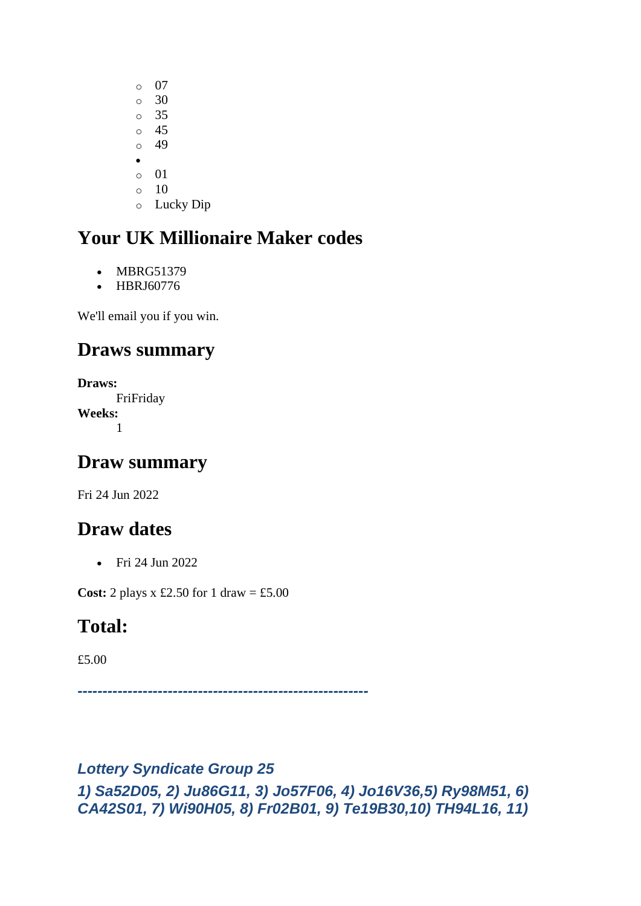- 07
  - 30
  - 35
  - 45
  - 49
- 
  - 01
  - 10
  - Lucky Dip

## Your UK Millionaire Maker codes

- MBRG51379
- HBRJ60776

We'll email you if you win.

## Draws summary

**Draws:**
FriFriday

**Weeks:**
1

## Draw summary

Fri 24 Jun 2022

## Draw dates

- Fri 24 Jun 2022

**Cost:** 2 plays x £2.50 for 1 draw = £5.00

## Total:

£5.00

***---------------------------------------------------------***

***Lottery Syndicate Group 25***

***1) Sa52D05, 2) Ju86G11, 3) Jo57F06, 4) Jo16V36,5) Ry98M51, 6) CA42S01, 7) Wi90H05, 8) Fr02B01, 9) Te19B30,10) TH94L16, 11)***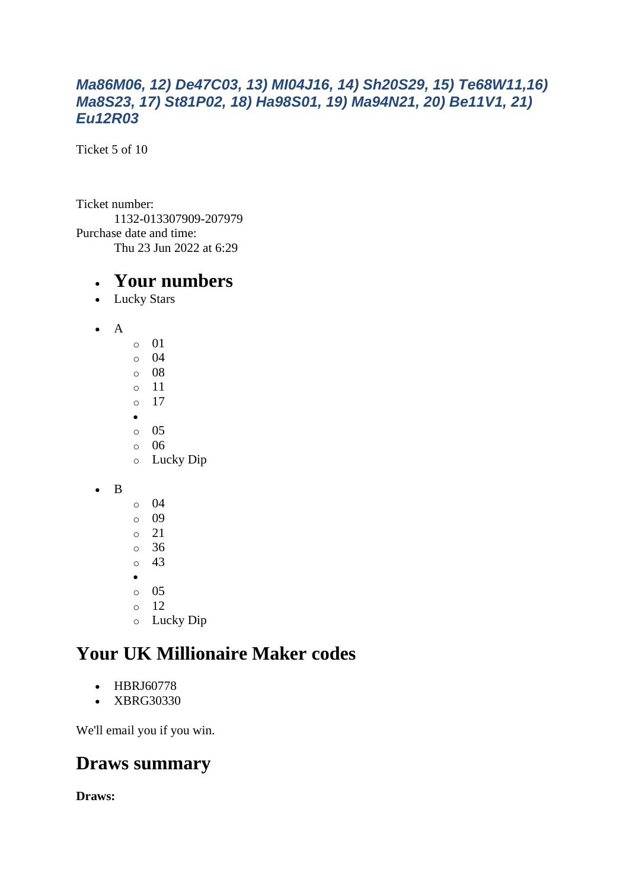***Ma86M06, 12) De47C03, 13) MI04J16, 14) Sh20S29, 15) Te68W11,16) Ma8S23, 17) St81P02, 18) Ha98S01, 19) Ma94N21, 20) Be11V1, 21) Eu12R03***

Ticket 5 of 10

Ticket number:
    1132-013307909-207979
Purchase date and time:
    Thu 23 Jun 2022 at 6:29

- # Your numbers
- Lucky Stars

- A
    - 01
    - 04
    - 08
    - 11
    - 17
- 
    - 05
    - 06
    - Lucky Dip

- B
    - 04
    - 09
    - 21
    - 36
    - 43
- 
    - 05
    - 12
    - Lucky Dip

## Your UK Millionaire Maker codes

- HBRJ60778
- XBRG30330

We'll email you if you win.

## Draws summary

**Draws:**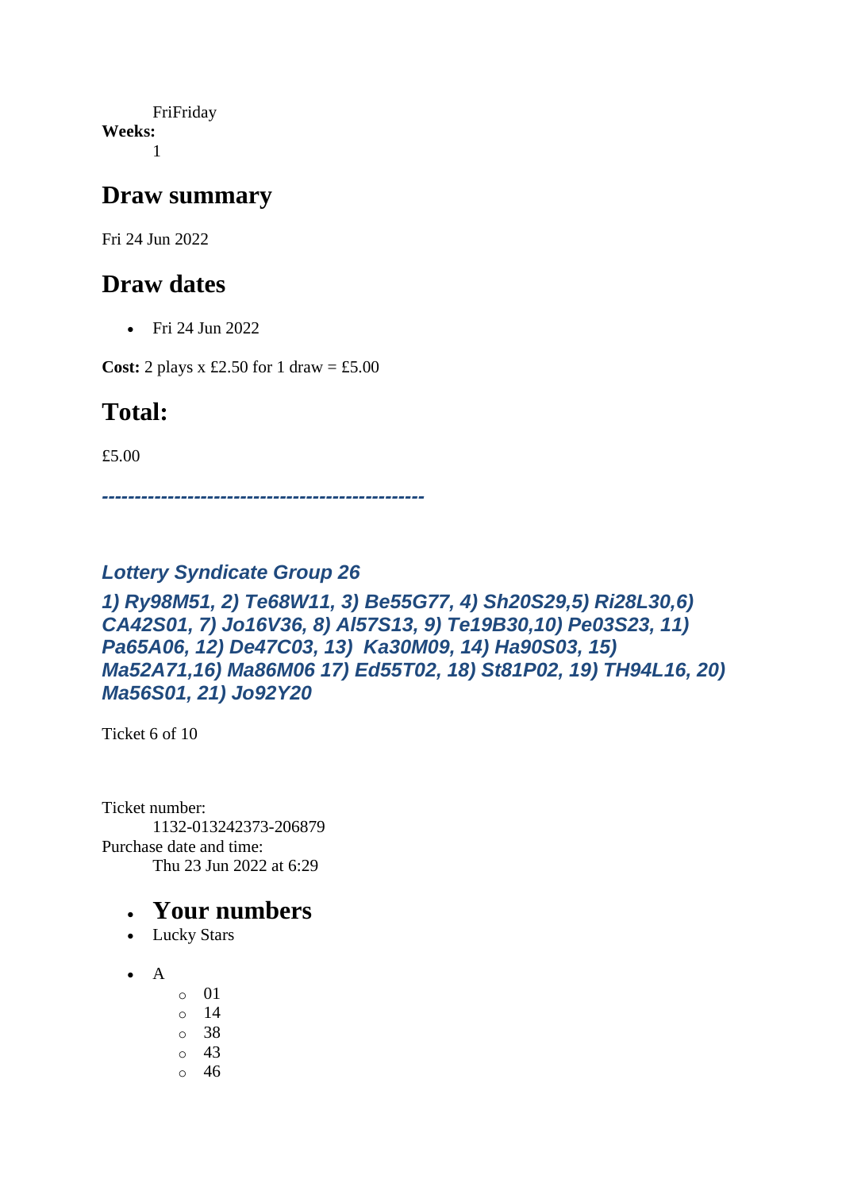FriFriday

**Weeks:**

1

## Draw summary

Fri 24 Jun 2022

## Draw dates

- Fri 24 Jun 2022

**Cost:** 2 plays x £2.50 for 1 draw = £5.00

## Total:

£5.00

***------------------------------------------------***

### *Lottery Syndicate Group 26*

### *1) Ry98M51, 2) Te68W11, 3) Be55G77, 4) Sh20S29,5) Ri28L30,6) CA42S01, 7) Jo16V36, 8) Al57S13, 9) Te19B30,10) Pe03S23, 11) Pa65A06, 12) De47C03, 13) Ka30M09, 14) Ha90S03, 15) Ma52A71,16) Ma86M06 17) Ed55T02, 18) St81P02, 19) TH94L16, 20) Ma56S01, 21) Jo92Y20*

Ticket 6 of 10

Ticket number:

1132-013242373-206879

Purchase date and time:

Thu 23 Jun 2022 at 6:29

- ## Your numbers
- Lucky Stars

- A
  - 01
  - 14
  - 38
  - 43
  - 46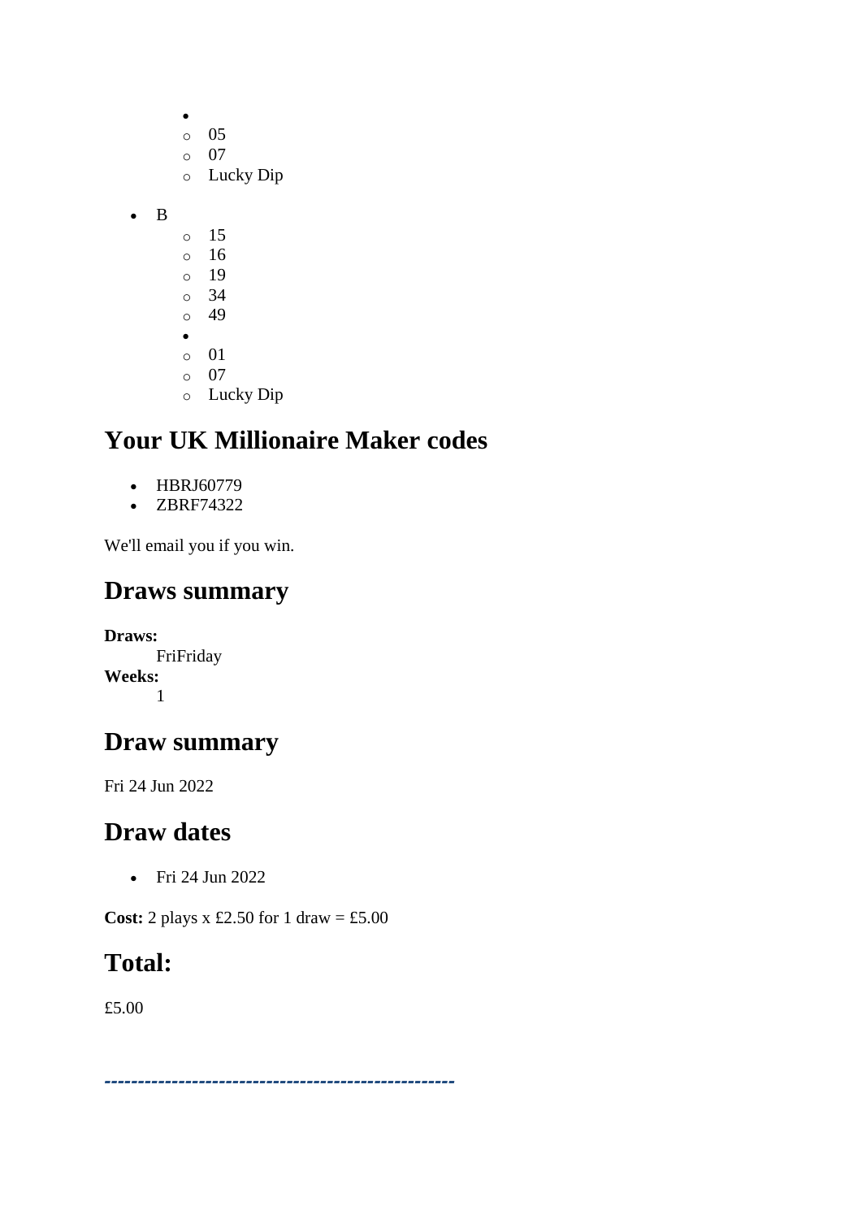- 
    - 05
    - 07
    - Lucky Dip

- B
    - 15
    - 16
    - 19
    - 34
    - 49
- 
    - 01
    - 07
    - Lucky Dip

## Your UK Millionaire Maker codes

- HBRJ60779
- ZBRF74322

We'll email you if you win.

## Draws summary

**Draws:**
: FriFriday

**Weeks:**
: 1

## Draw summary

Fri 24 Jun 2022

## Draw dates

- Fri 24 Jun 2022

**Cost:** 2 plays x £2.50 for 1 draw = £5.00

## Total:

£5.00

---------------------------------------------------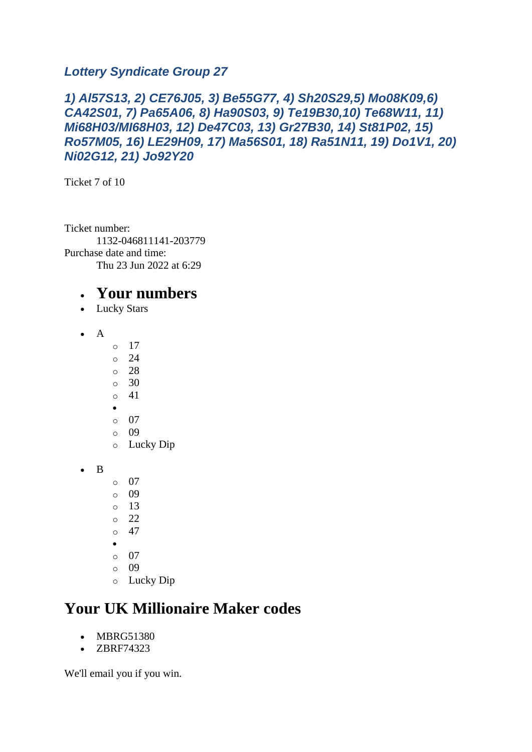### *Lottery Syndicate Group 27*

### *1) Al57S13, 2) CE76J05, 3) Be55G77, 4) Sh20S29,5) Mo08K09,6) CA42S01, 7) Pa65A06, 8) Ha90S03, 9) Te19B30,10) Te68W11, 11) Mi68H03/MI68H03, 12) De47C03, 13) Gr27B30, 14) St81P02, 15) Ro57M05, 16) LE29H09, 17) Ma56S01, 18) Ra51N11, 19) Do1V1, 20) Ni02G12, 21) Jo92Y20*

Ticket 7 of 10

Ticket number:
    1132-046811141-203779
Purchase date and time:
    Thu 23 Jun 2022 at 6:29

- ## Your numbers
- Lucky Stars

- A
    - 17
    - 24
    - 28
    - 30
    - 41
  - 
    - 07
    - 09
    - Lucky Dip

- B
    - 07
    - 09
    - 13
    - 22
    - 47
  - 
    - 07
    - 09
    - Lucky Dip

## Your UK Millionaire Maker codes

- MBRG51380
- ZBRF74323

We'll email you if you win.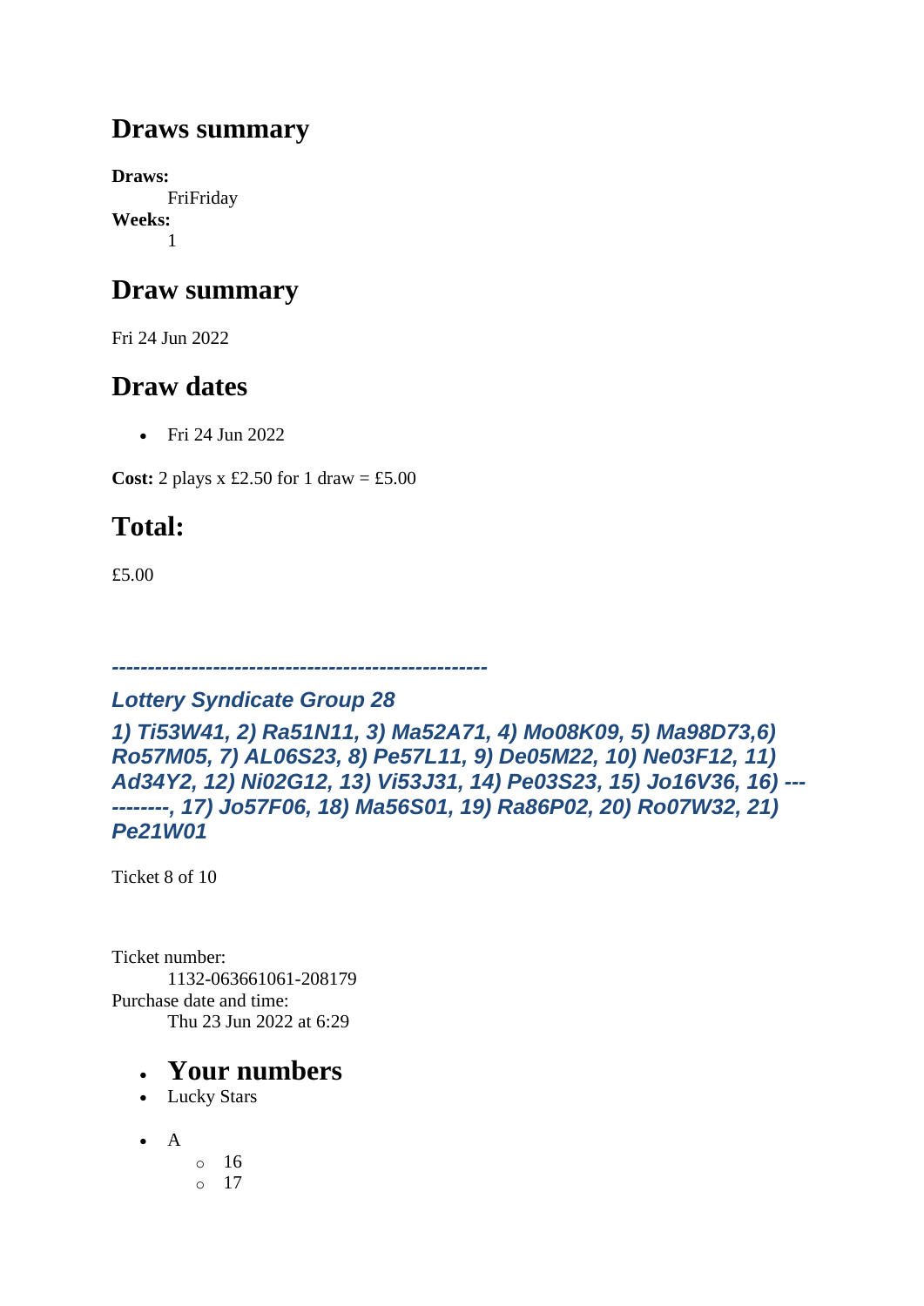## Draws summary

**Draws:**
    FriFriday
**Weeks:**
    1

## Draw summary

Fri 24 Jun 2022

## Draw dates

- Fri 24 Jun 2022

**Cost:** 2 plays x £2.50 for 1 draw = £5.00

## Total:

£5.00

***----------------------------------------------------***

### *Lottery Syndicate Group 28*

### *1) Ti53W41, 2) Ra51N11, 3) Ma52A71, 4) Mo08K09, 5) Ma98D73,6) Ro57M05, 7) AL06S23, 8) Pe57L11, 9) De05M22, 10) Ne03F12, 11) Ad34Y2, 12) Ni02G12, 13) Vi53J31, 14) Pe03S23, 15) Jo16V36, 16) -----------, 17) Jo57F06, 18) Ma56S01, 19) Ra86P02, 20) Ro07W32, 21) Pe21W01*

Ticket 8 of 10

Ticket number:
    1132-063661061-208179
Purchase date and time:
    Thu 23 Jun 2022 at 6:29

- ## Your numbers
- Lucky Stars

- A
    - 16
    - 17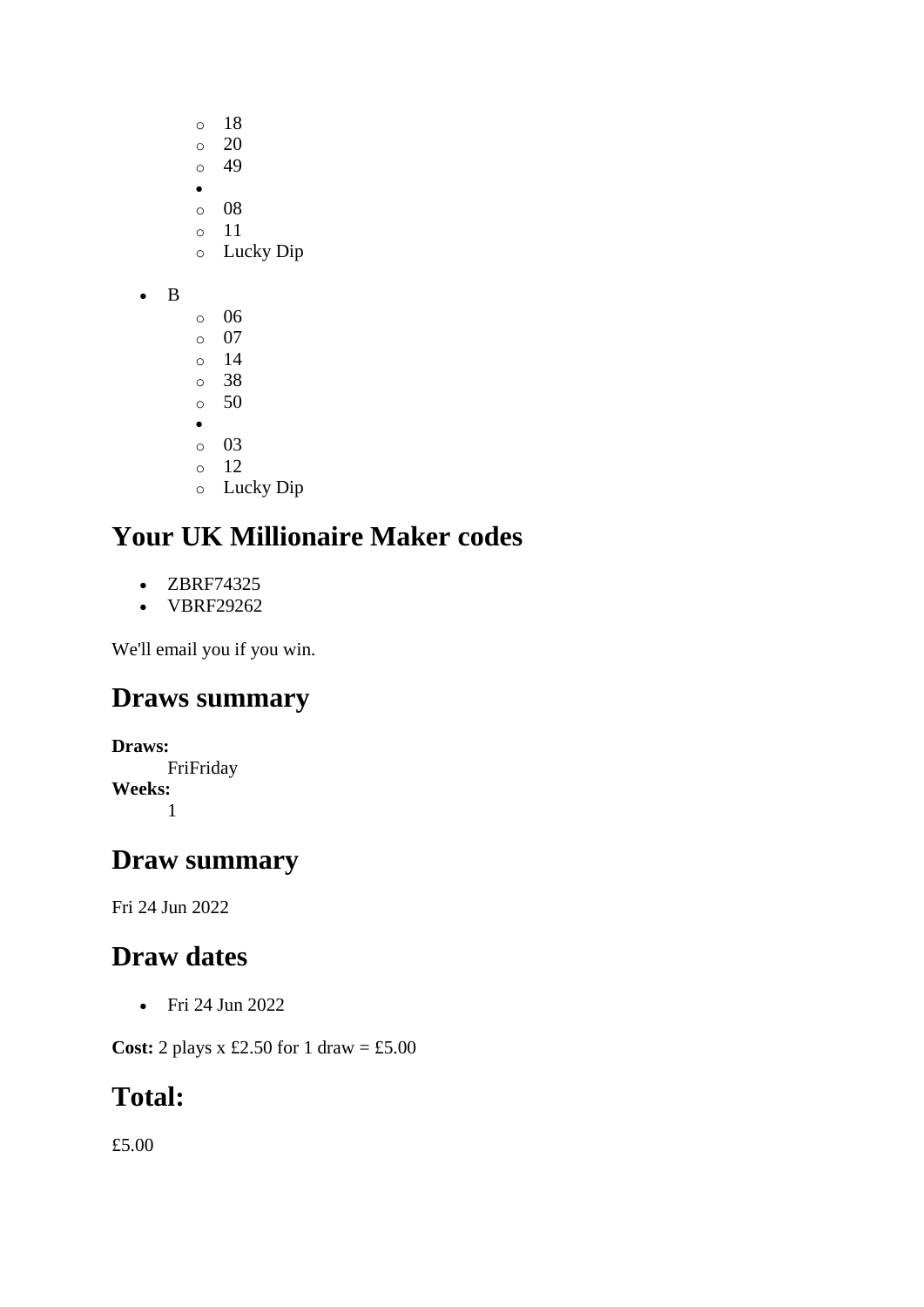- 18
    - 20
    - 49
  - 
    - 08
    - 11
    - Lucky Dip

- B
    - 06
    - 07
    - 14
    - 38
    - 50
  - 
    - 03
    - 12
    - Lucky Dip

## Your UK Millionaire Maker codes

- ZBRF74325
- VBRF29262

We'll email you if you win.

## Draws summary

**Draws:**
FriFriday
**Weeks:**
1

## Draw summary

Fri 24 Jun 2022

## Draw dates

- Fri 24 Jun 2022

**Cost:** 2 plays x £2.50 for 1 draw = £5.00

## Total:

£5.00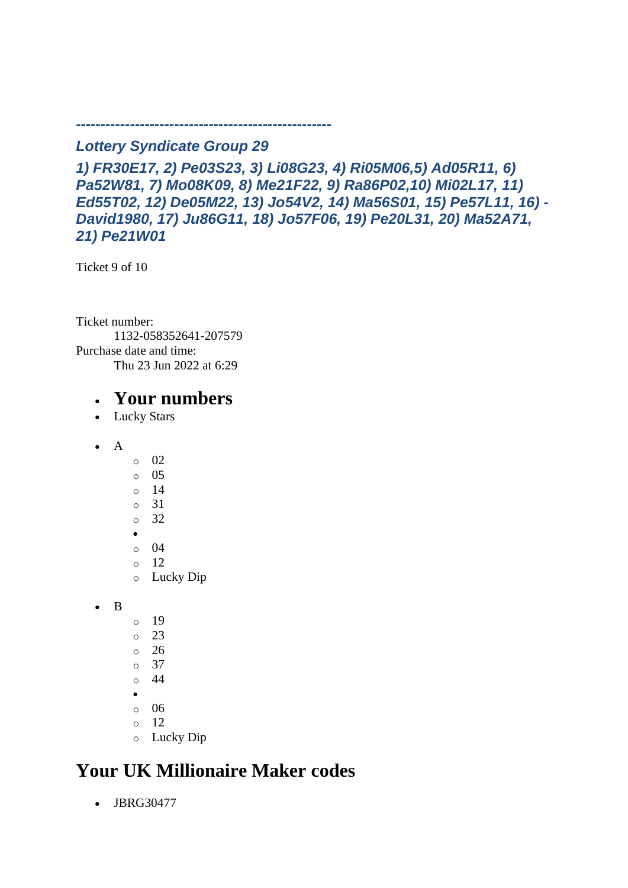***---------------------------------------------------***

### *Lottery Syndicate Group 29*

### *1) FR30E17, 2) Pe03S23, 3) Li08G23, 4) Ri05M06,5) Ad05R11, 6) Pa52W81, 7) Mo08K09, 8) Me21F22, 9) Ra86P02,10) Mi02L17, 11) Ed55T02, 12) De05M22, 13) Jo54V2, 14) Ma56S01, 15) Pe57L11, 16) -David1980, 17) Ju86G11, 18) Jo57F06, 19) Pe20L31, 20) Ma52A71, 21) Pe21W01*

Ticket 9 of 10

Ticket number:
 1132-058352641-207579
Purchase date and time:
 Thu 23 Jun 2022 at 6:29

- **Your numbers**
- Lucky Stars

- A
  - 02
  - 05
  - 14
  - 31
  - 32
- 
  - 04
  - 12
  - Lucky Dip

- B
  - 19
  - 23
  - 26
  - 37
  - 44
- 
  - 06
  - 12
  - Lucky Dip

## Your UK Millionaire Maker codes

- JBRG30477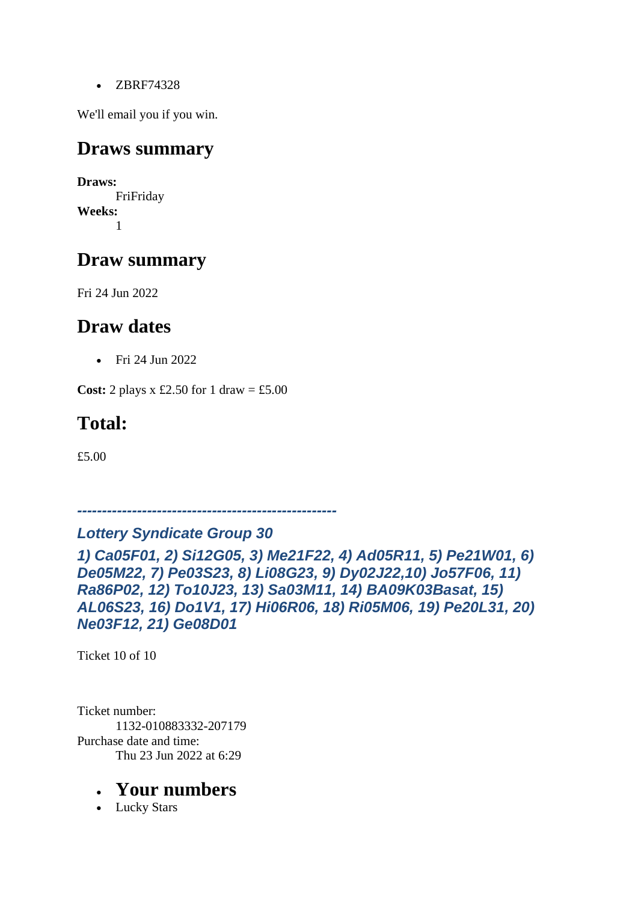- ZBRF74328

We'll email you if you win.

## Draws summary

**Draws:**
FriFriday

**Weeks:**
1

## Draw summary

Fri 24 Jun 2022

## Draw dates

- Fri 24 Jun 2022

**Cost:** 2 plays x £2.50 for 1 draw = £5.00

## Total:

£5.00

***-----------------------------------------------------***

***Lottery Syndicate Group 30***

***1) Ca05F01, 2) Si12G05, 3) Me21F22, 4) Ad05R11, 5) Pe21W01, 6) De05M22, 7) Pe03S23, 8) Li08G23, 9) Dy02J22,10) Jo57F06, 11) Ra86P02, 12) To10J23, 13) Sa03M11, 14) BA09K03Basat, 15) AL06S23, 16) Do1V1, 17) Hi06R06, 18) Ri05M06, 19) Pe20L31, 20) Ne03F12, 21) Ge08D01***

Ticket 10 of 10

Ticket number:
1132-010883332-207179

Purchase date and time:
Thu 23 Jun 2022 at 6:29

- **Your numbers**
- Lucky Stars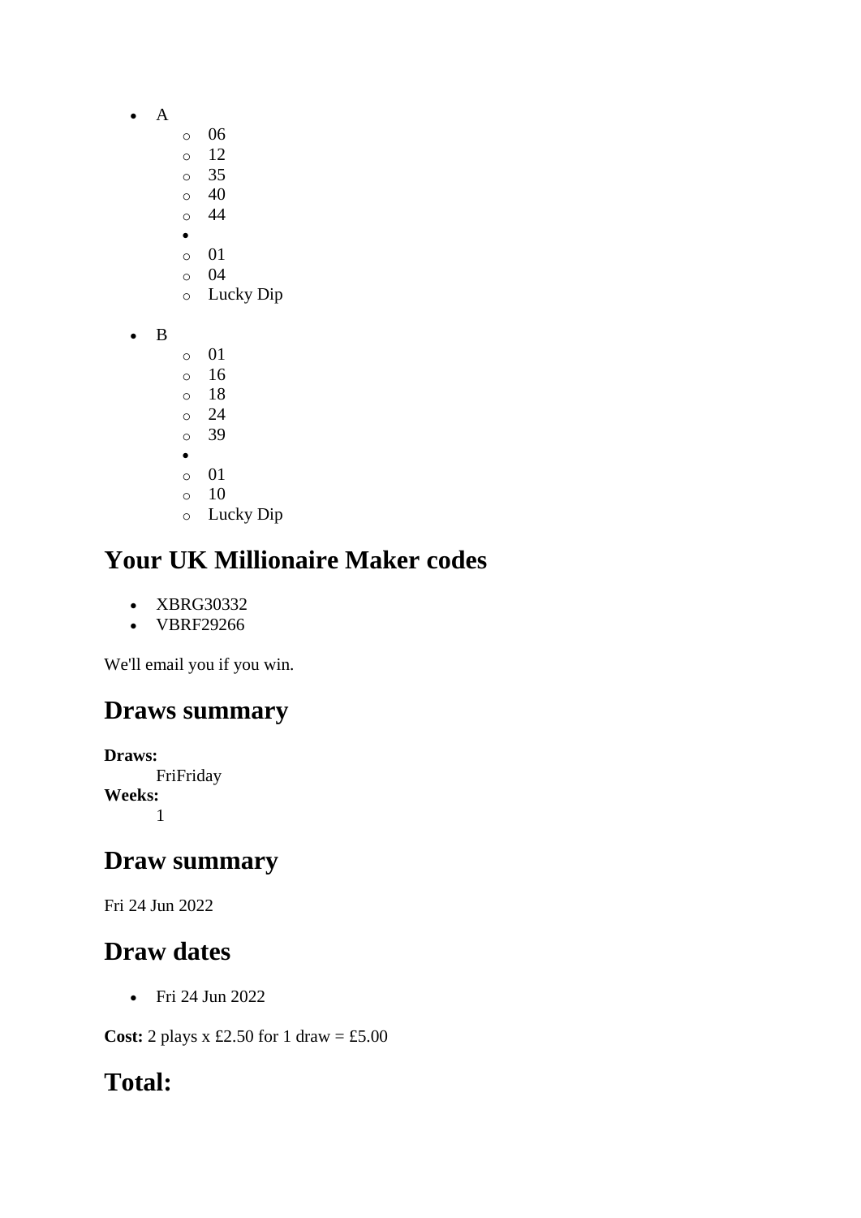- A
    - 06
    - 12
    - 35
    - 40
    - 44
- 
    - 01
    - 04
    - Lucky Dip

- B
    - 01
    - 16
    - 18
    - 24
    - 39
- 
    - 01
    - 10
    - Lucky Dip

## Your UK Millionaire Maker codes

- XBRG30332
- VBRF29266

We'll email you if you win.

## Draws summary

**Draws:**
FriFriday
**Weeks:**
1

## Draw summary

Fri 24 Jun 2022

## Draw dates

- Fri 24 Jun 2022

**Cost:** 2 plays x £2.50 for 1 draw = £5.00

## Total: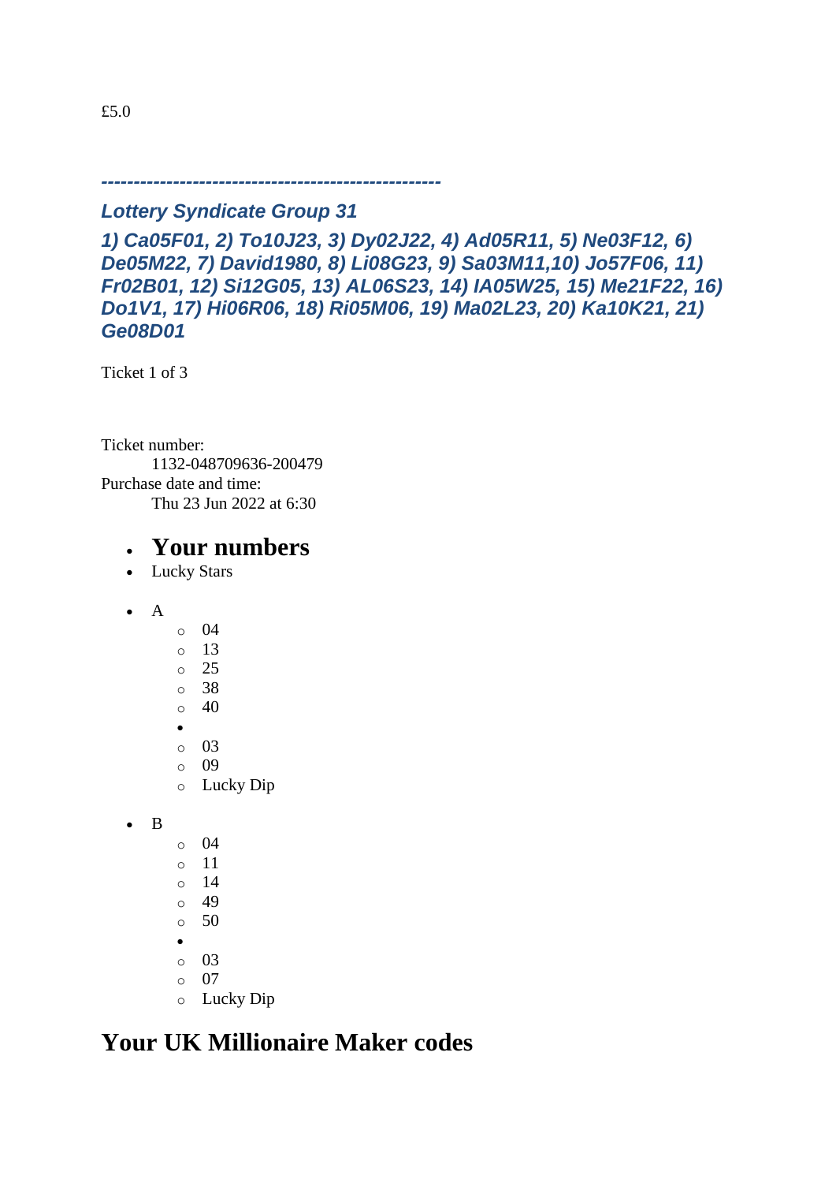£5.0

***---------------------------------------------------***

***Lottery Syndicate Group 31***

***1) Ca05F01, 2) To10J23, 3) Dy02J22, 4) Ad05R11, 5) Ne03F12, 6) De05M22, 7) David1980, 8) Li08G23, 9) Sa03M11,10) Jo57F06, 11) Fr02B01, 12) Si12G05, 13) AL06S23, 14) IA05W25, 15) Me21F22, 16) Do1V1, 17) Hi06R06, 18) Ri05M06, 19) Ma02L23, 20) Ka10K21, 21) Ge08D01***

Ticket 1 of 3

Ticket number:
    1132-048709636-200479
Purchase date and time:
    Thu 23 Jun 2022 at 6:30

- **Your numbers**
- Lucky Stars

- A
    - 04
    - 13
    - 25
    - 38
    - 40
  - 
    - 03
    - 09
    - Lucky Dip

- B
    - 04
    - 11
    - 14
    - 49
    - 50
  - 
    - 03
    - 07
    - Lucky Dip

## Your UK Millionaire Maker codes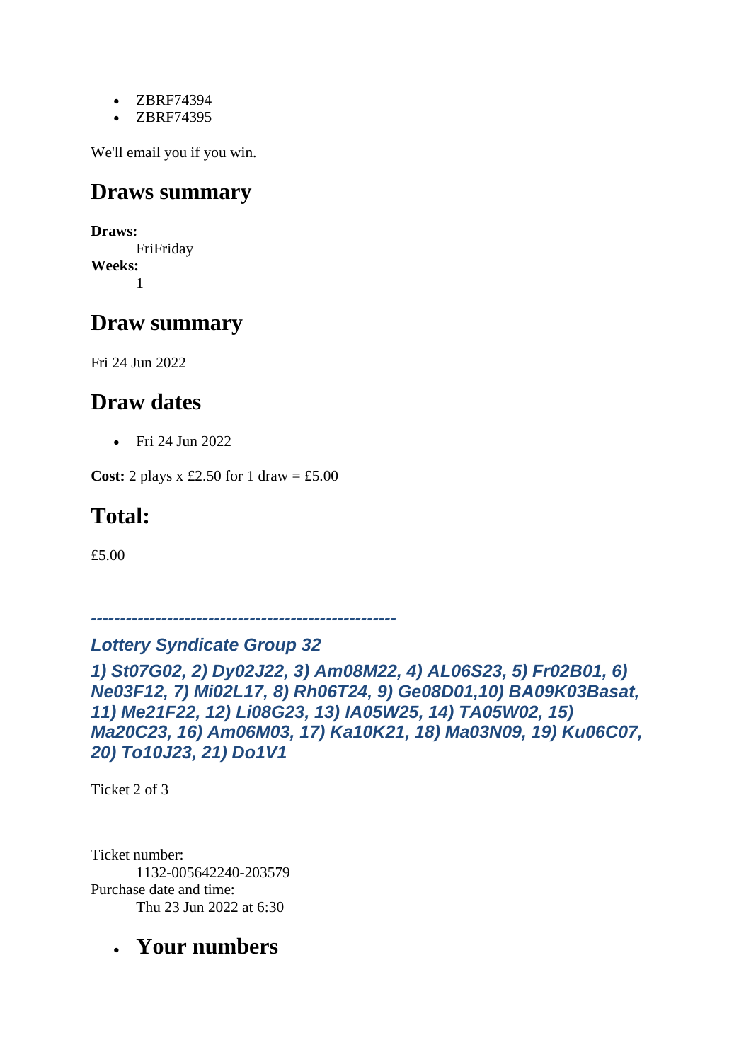- ZBRF74394
- ZBRF74395

We'll email you if you win.

## Draws summary

**Draws:**
FriFriday
**Weeks:**
1

## Draw summary

Fri 24 Jun 2022

## Draw dates

- Fri 24 Jun 2022

**Cost:** 2 plays x £2.50 for 1 draw = £5.00

# Total:

£5.00

***----------------------------------------------------***

***Lottery Syndicate Group 32***

***1) St07G02, 2) Dy02J22, 3) Am08M22, 4) AL06S23, 5) Fr02B01, 6) Ne03F12, 7) Mi02L17, 8) Rh06T24, 9) Ge08D01,10) BA09K03Basat, 11) Me21F22, 12) Li08G23, 13) IA05W25, 14) TA05W02, 15) Ma20C23, 16) Am06M03, 17) Ka10K21, 18) Ma03N09, 19) Ku06C07, 20) To10J23, 21) Do1V1***

Ticket 2 of 3

Ticket number:
1132-005642240-203579
Purchase date and time:
Thu 23 Jun 2022 at 6:30

- ## Your numbers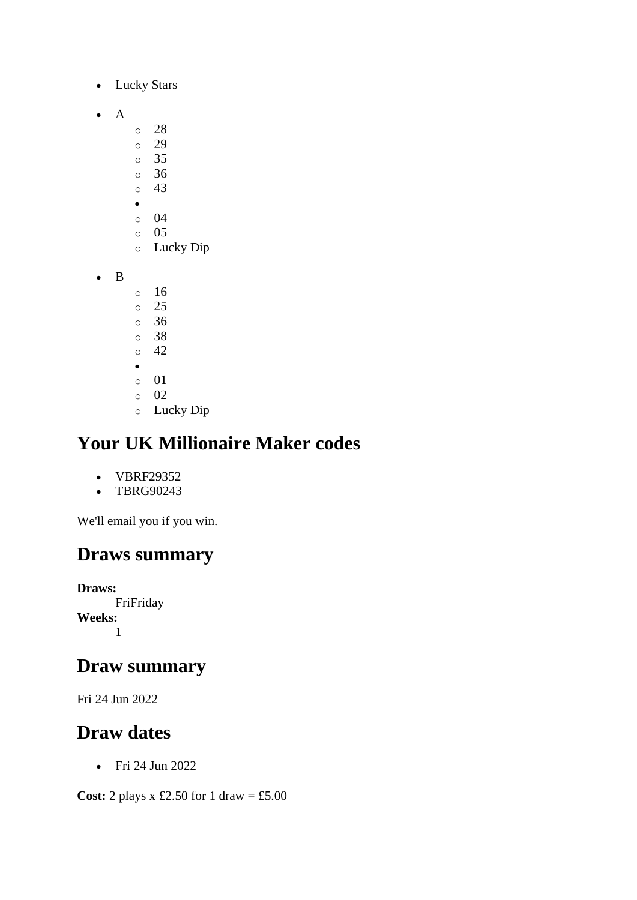- Lucky Stars

- A
    - 28
    - 29
    - 35
    - 36
    - 43
  - 
    - 04
    - 05
    - Lucky Dip

- B
    - 16
    - 25
    - 36
    - 38
    - 42
  - 
    - 01
    - 02
    - Lucky Dip

## Your UK Millionaire Maker codes

- VBRF29352
- TBRG90243

We'll email you if you win.

## Draws summary

**Draws:**
FriFriday
**Weeks:**
1

## Draw summary

Fri 24 Jun 2022

## Draw dates

- Fri 24 Jun 2022

**Cost:** 2 plays x £2.50 for 1 draw = £5.00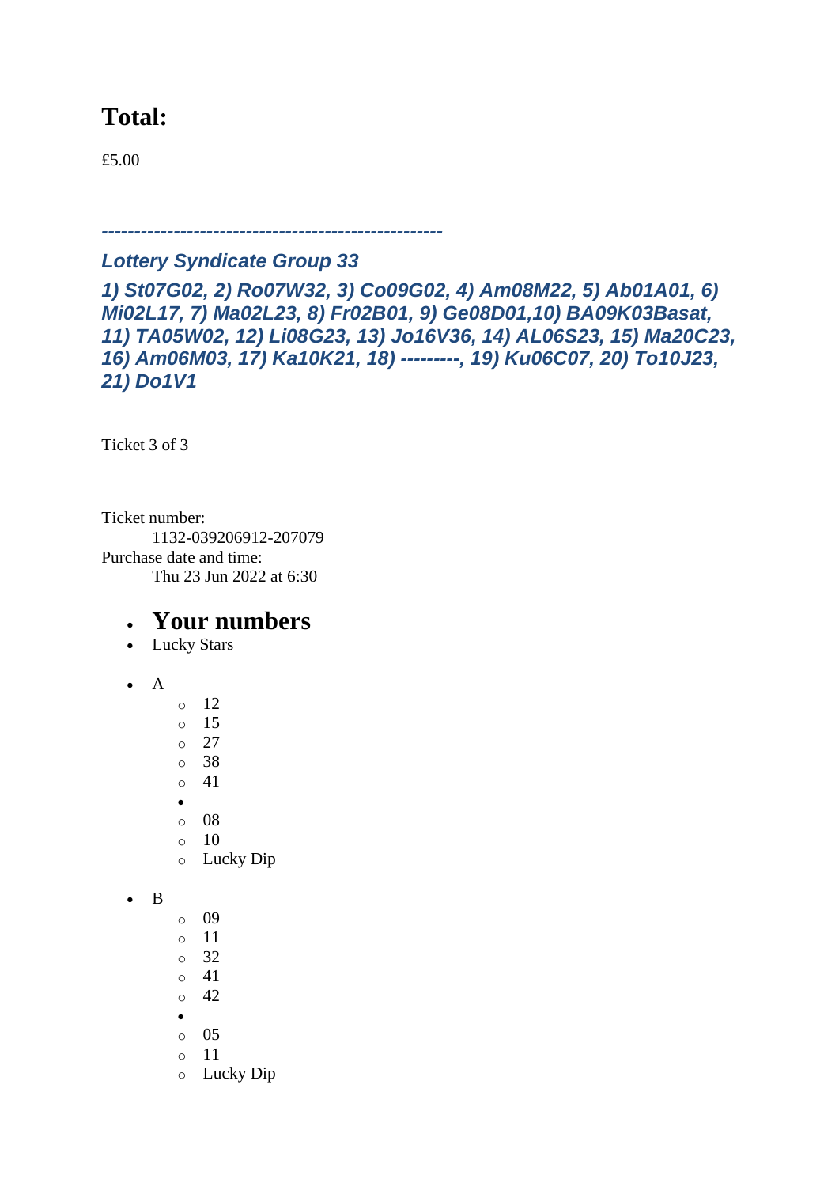## Total:

£5.00

***---------------------------------------------------***

***Lottery Syndicate Group 33***

***1) St07G02, 2) Ro07W32, 3) Co09G02, 4) Am08M22, 5) Ab01A01, 6) Mi02L17, 7) Ma02L23, 8) Fr02B01, 9) Ge08D01,10) BA09K03Basat, 11) TA05W02, 12) Li08G23, 13) Jo16V36, 14) AL06S23, 15) Ma20C23, 16) Am06M03, 17) Ka10K21, 18) ---------, 19) Ku06C07, 20) To10J23, 21) Do1V1***

Ticket 3 of 3

Ticket number:
    1132-039206912-207079
Purchase date and time:
    Thu 23 Jun 2022 at 6:30

- ## Your numbers
- Lucky Stars

- A
    - 12
    - 15
    - 27
    - 38
    - 41
  -
    - 08
    - 10
    - Lucky Dip

- B
    - 09
    - 11
    - 32
    - 41
    - 42
  -
    - 05
    - 11
    - Lucky Dip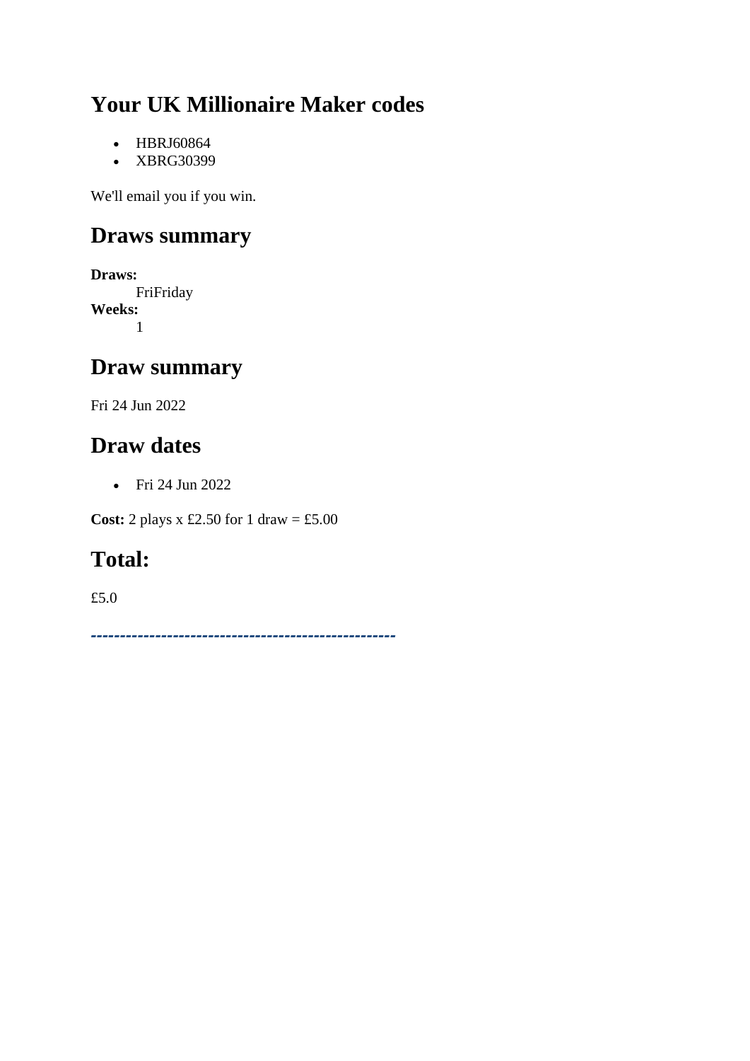## Your UK Millionaire Maker codes

- HBRJ60864
- XBRG30399

We'll email you if you win.

## Draws summary

**Draws:**
FriFriday
**Weeks:**
1

## Draw summary

Fri 24 Jun 2022

## Draw dates

- Fri 24 Jun 2022

**Cost:** 2 plays x £2.50 for 1 draw = £5.00

## Total:

£5.0

---------------------------------------------------